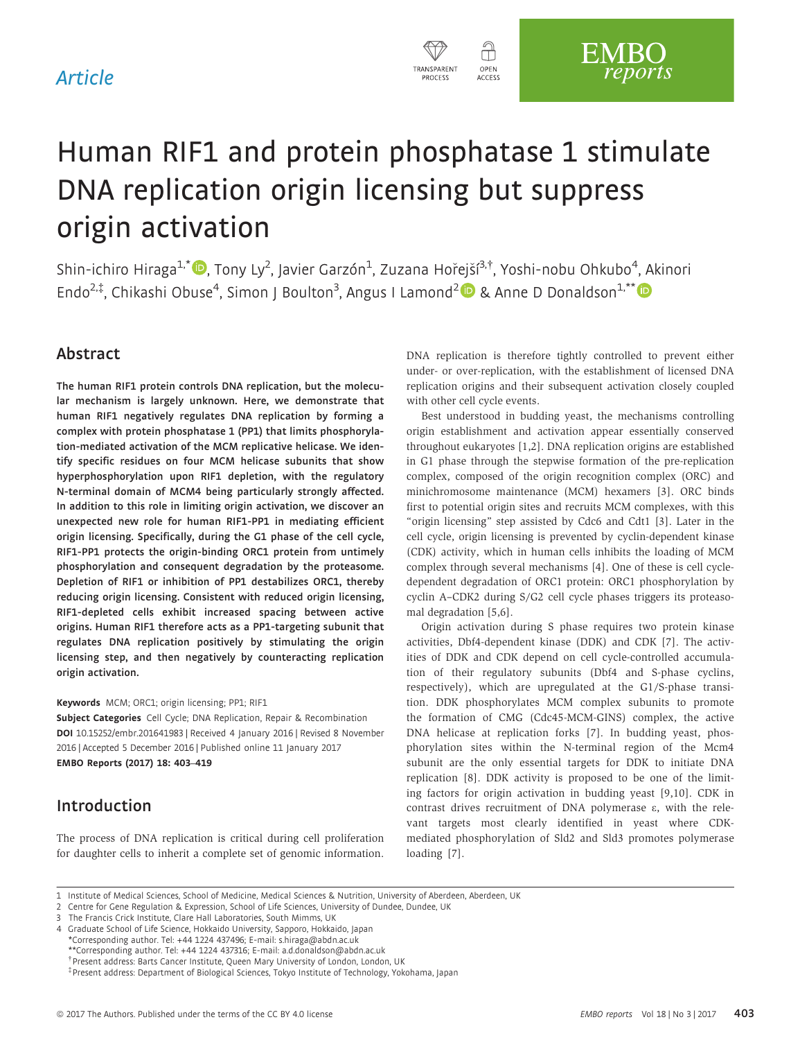Article

# Human RIF1 and protein phosphatase 1 stimulate DNA replication origin licensing but suppress origin activation

Shin-ichiro Hiraga[1,*], Tony Ly[2], Javier Garzón[1], Zuzana Hořejší[3,†], Yoshi-nobu Ohkubo[4], Akinori Endo[2,‡], Chikashi Obuse[4], Simon J Boulton[3], Angus I Lamond[2] & Anne D Donaldson[1,**]

## Abstract

**The human RIF1 protein controls DNA replication, but the molecular mechanism is largely unknown. Here, we demonstrate that human RIF1 negatively regulates DNA replication by forming a complex with protein phosphatase 1 (PP1) that limits phosphorylation-mediated activation of the MCM replicative helicase. We identify specific residues on four MCM helicase subunits that show hyperphosphorylation upon RIF1 depletion, with the regulatory N-terminal domain of MCM4 being particularly strongly affected. In addition to this role in limiting origin activation, we discover an unexpected new role for human RIF1-PP1 in mediating efficient origin licensing. Specifically, during the G1 phase of the cell cycle, RIF1-PP1 protects the origin-binding ORC1 protein from untimely phosphorylation and consequent degradation by the proteasome. Depletion of RIF1 or inhibition of PP1 destabilizes ORC1, thereby reducing origin licensing. Consistent with reduced origin licensing, RIF1-depleted cells exhibit increased spacing between active origins. Human RIF1 therefore acts as a PP1-targeting subunit that regulates DNA replication positively by stimulating the origin licensing step, and then negatively by counteracting replication origin activation.**

**Keywords** MCM; ORC1; origin licensing; PP1; RIF1

**Subject Categories** Cell Cycle; DNA Replication, Repair & Recombination

**DOI** 10.15252/embr.201641983 | Received 4 January 2016 | Revised 8 November 2016 | Accepted 5 December 2016 | Published online 11 January 2017

**EMBO Reports (2017) 18: 403–419**

## Introduction

The process of DNA replication is critical during cell proliferation for daughter cells to inherit a complete set of genomic information. DNA replication is therefore tightly controlled to prevent either under- or over-replication, with the establishment of licensed DNA replication origins and their subsequent activation closely coupled with other cell cycle events.

Best understood in budding yeast, the mechanisms controlling origin establishment and activation appear essentially conserved throughout eukaryotes [1,2]. DNA replication origins are established in G1 phase through the stepwise formation of the pre-replication complex, composed of the origin recognition complex (ORC) and minichromosome maintenance (MCM) hexamers [3]. ORC binds first to potential origin sites and recruits MCM complexes, with this "origin licensing" step assisted by Cdc6 and Cdt1 [3]. Later in the cell cycle, origin licensing is prevented by cyclin-dependent kinase (CDK) activity, which in human cells inhibits the loading of MCM complex through several mechanisms [4]. One of these is cell cycle-dependent degradation of ORC1 protein: ORC1 phosphorylation by cyclin A–CDK2 during S/G2 cell cycle phases triggers its proteasomal degradation [5,6].

Origin activation during S phase requires two protein kinase activities, Dbf4-dependent kinase (DDK) and CDK [7]. The activities of DDK and CDK depend on cell cycle-controlled accumulation of their regulatory subunits (Dbf4 and S-phase cyclins, respectively), which are upregulated at the G1/S-phase transition. DDK phosphorylates MCM complex subunits to promote the formation of CMG (Cdc45-MCM-GINS) complex, the active DNA helicase at replication forks [7]. In budding yeast, phosphorylation sites within the N-terminal region of the Mcm4 subunit are the only essential targets for DDK to initiate DNA replication [8]. DDK activity is proposed to be one of the limiting factors for origin activation in budding yeast [9,10]. CDK in contrast drives recruitment of DNA polymerase ε, with the relevant targets most clearly identified in yeast where CDK-mediated phosphorylation of Sld2 and Sld3 promotes polymerase loading [7].

1 Institute of Medical Sciences, School of Medicine, Medical Sciences & Nutrition, University of Aberdeen, Aberdeen, UK
2 Centre for Gene Regulation & Expression, School of Life Sciences, University of Dundee, Dundee, UK
3 The Francis Crick Institute, Clare Hall Laboratories, South Mimms, UK
4 Graduate School of Life Science, Hokkaido University, Sapporo, Hokkaido, Japan
*Corresponding author. Tel: +44 1224 437496; E-mail: s.hiraga@abdn.ac.uk
**Corresponding author. Tel: +44 1224 437316; E-mail: a.d.donaldson@abdn.ac.uk
†Present address: Barts Cancer Institute, Queen Mary University of London, London, UK
‡Present address: Department of Biological Sciences, Tokyo Institute of Technology, Yokohama, Japan

© 2017 The Authors. Published under the terms of the CC BY 4.0 license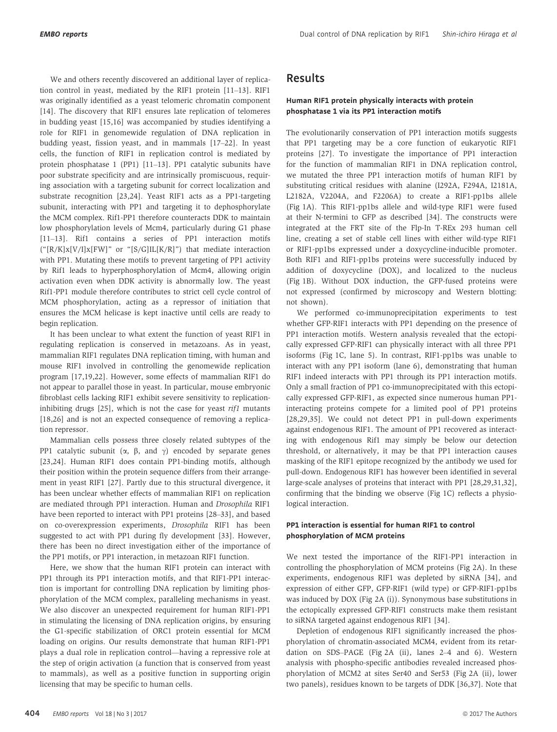We and others recently discovered an additional layer of replication control in yeast, mediated by the RIF1 protein [11–13]. RIF1 was originally identified as a yeast telomeric chromatin component [14]. The discovery that RIF1 ensures late replication of telomeres in budding yeast [15,16] was accompanied by studies identifying a role for RIF1 in genomewide regulation of DNA replication in budding yeast, fission yeast, and in mammals [17–22]. In yeast cells, the function of RIF1 in replication control is mediated by protein phosphatase 1 (PP1) [11–13]. PP1 catalytic subunits have poor substrate specificity and are intrinsically promiscuous, requiring association with a targeting subunit for correct localization and substrate recognition [23,24]. Yeast RIF1 acts as a PP1-targeting subunit, interacting with PP1 and targeting it to dephosphorylate the MCM complex. Rif1-PP1 therefore counteracts DDK to maintain low phosphorylation levels of Mcm4, particularly during G1 phase [11–13]. Rif1 contains a series of PP1 interaction motifs ("[R/K]x[V/I]x[FW]" or "[S/G]IL[K/R]") that mediate interaction with PP1. Mutating these motifs to prevent targeting of PP1 activity by Rif1 leads to hyperphosphorylation of Mcm4, allowing origin activation even when DDK activity is abnormally low. The yeast Rif1-PP1 module therefore contributes to strict cell cycle control of MCM phosphorylation, acting as a repressor of initiation that ensures the MCM helicase is kept inactive until cells are ready to begin replication.

It has been unclear to what extent the function of yeast RIF1 in regulating replication is conserved in metazoans. As in yeast, mammalian RIF1 regulates DNA replication timing, with human and mouse RIF1 involved in controlling the genomewide replication program [17,19,22]. However, some effects of mammalian RIF1 do not appear to parallel those in yeast. In particular, mouse embryonic fibroblast cells lacking RIF1 exhibit severe sensitivity to replication-inhibiting drugs [25], which is not the case for yeast *rif1* mutants [18,26] and is not an expected consequence of removing a replication repressor.

Mammalian cells possess three closely related subtypes of the PP1 catalytic subunit (α, β, and γ) encoded by separate genes [23,24]. Human RIF1 does contain PP1-binding motifs, although their position within the protein sequence differs from their arrangement in yeast RIF1 [27]. Partly due to this structural divergence, it has been unclear whether effects of mammalian RIF1 on replication are mediated through PP1 interaction. Human and *Drosophila* RIF1 have been reported to interact with PP1 proteins [28–33], and based on co-overexpression experiments, *Drosophila* RIF1 has been suggested to act with PP1 during fly development [33]. However, there has been no direct investigation either of the importance of the PP1 motifs, or PP1 interaction, in metazoan RIF1 function.

Here, we show that the human RIF1 protein can interact with PP1 through its PP1 interaction motifs, and that RIF1-PP1 interaction is important for controlling DNA replication by limiting phosphorylation of the MCM complex, paralleling mechanisms in yeast. We also discover an unexpected requirement for human RIF1-PP1 in stimulating the licensing of DNA replication origins, by ensuring the G1-specific stabilization of ORC1 protein essential for MCM loading on origins. Our results demonstrate that human RIF1-PP1 plays a dual role in replication control—having a repressive role at the step of origin activation (a function that is conserved from yeast to mammals), as well as a positive function in supporting origin licensing that may be specific to human cells.

## Results

### Human RIF1 protein physically interacts with protein phosphatase 1 via its PP1 interaction motifs

The evolutionarily conservation of PP1 interaction motifs suggests that PP1 targeting may be a core function of eukaryotic RIF1 proteins [27]. To investigate the importance of PP1 interaction for the function of mammalian RIF1 in DNA replication control, we mutated the three PP1 interaction motifs of human RIF1 by substituting critical residues with alanine (I292A, F294A, I2181A, L2182A, V2204A, and F2206A) to create a RIF1-pp1bs allele (Fig 1A). This RIF1-pp1bs allele and wild-type RIF1 were fused at their N-termini to GFP as described [34]. The constructs were integrated at the FRT site of the Flp-In T-REx 293 human cell line, creating a set of stable cell lines with either wild-type RIF1 or RIF1-pp1bs expressed under a doxycycline-inducible promoter. Both RIF1 and RIF1-pp1bs proteins were successfully induced by addition of doxycycline (DOX), and localized to the nucleus (Fig 1B). Without DOX induction, the GFP-fused proteins were not expressed (confirmed by microscopy and Western blotting: not shown).

We performed co-immunoprecipitation experiments to test whether GFP-RIF1 interacts with PP1 depending on the presence of PP1 interaction motifs. Western analysis revealed that the ectopically expressed GFP-RIF1 can physically interact with all three PP1 isoforms (Fig 1C, lane 5). In contrast, RIF1-pp1bs was unable to interact with any PP1 isoform (lane 6), demonstrating that human RIF1 indeed interacts with PP1 through its PP1 interaction motifs. Only a small fraction of PP1 co-immunoprecipitated with this ectopically expressed GFP-RIF1, as expected since numerous human PP1-interacting proteins compete for a limited pool of PP1 proteins [28,29,35]. We could not detect PP1 in pull-down experiments against endogenous RIF1. The amount of PP1 recovered as interacting with endogenous Rif1 may simply be below our detection threshold, or alternatively, it may be that PP1 interaction causes masking of the RIF1 epitope recognized by the antibody we used for pull-down. Endogenous RIF1 has however been identified in several large-scale analyses of proteins that interact with PP1 [28,29,31,32], confirming that the binding we observe (Fig 1C) reflects a physiological interaction.

### PP1 interaction is essential for human RIF1 to control phosphorylation of MCM proteins

We next tested the importance of the RIF1-PP1 interaction in controlling the phosphorylation of MCM proteins (Fig 2A). In these experiments, endogenous RIF1 was depleted by siRNA [34], and expression of either GFP, GFP-RIF1 (wild type) or GFP-RIF1-pp1bs was induced by DOX (Fig 2A (i)). Synonymous base substitutions in the ectopically expressed GFP-RIF1 constructs make them resistant to siRNA targeted against endogenous RIF1 [34].

Depletion of endogenous RIF1 significantly increased the phosphorylation of chromatin-associated MCM4, evident from its retardation on SDS–PAGE (Fig 2A (ii), lanes 2–4 and 6). Western analysis with phospho-specific antibodies revealed increased phosphorylation of MCM2 at sites Ser40 and Ser53 (Fig 2A (ii), lower two panels), residues known to be targets of DDK [36,37]. Note that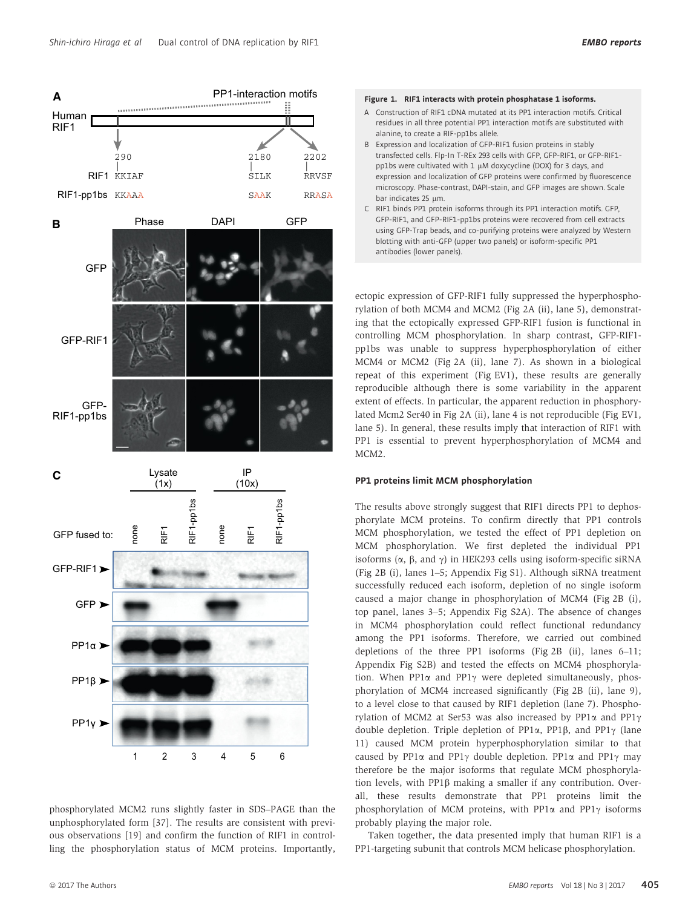Figure 1. RIF1 interacts with protein phosphatase 1 isoforms.

A Construction of RIF1 cDNA mutated at its PP1 interaction motifs. Critical residues in all three potential PP1 interaction motifs are substituted with alanine, to create a RIF-pp1bs allele.

B Expression and localization of GFP-RIF1 fusion proteins in stably transfected cells. Flp-In T-REx 293 cells with GFP, GFP-RIF1, or GFP-RIF1-pp1bs were cultivated with 1 μM doxycycline (DOX) for 3 days, and expression and localization of GFP proteins were confirmed by fluorescence microscopy. Phase-contrast, DAPI-stain, and GFP images are shown. Scale bar indicates 25 μm.

C RIF1 binds PP1 protein isoforms through its PP1 interaction motifs. GFP, GFP-RIF1, and GFP-RIF1-pp1bs proteins were recovered from cell extracts using GFP-Trap beads, and co-purifying proteins were analyzed by Western blotting with anti-GFP (upper two panels) or isoform-specific PP1 antibodies (lower panels).

phosphorylated MCM2 runs slightly faster in SDS–PAGE than the unphosphorylated form [37]. The results are consistent with previous observations [19] and confirm the function of RIF1 in controlling the phosphorylation status of MCM proteins. Importantly, ectopic expression of GFP-RIF1 fully suppressed the hyperphosphorylation of both MCM4 and MCM2 (Fig 2A (ii), lane 5), demonstrating that the ectopically expressed GFP-RIF1 fusion is functional in controlling MCM phosphorylation. In sharp contrast, GFP-RIF1-pp1bs was unable to suppress hyperphosphorylation of either MCM4 or MCM2 (Fig 2A (ii), lane 7). As shown in a biological repeat of this experiment (Fig EV1), these results are generally reproducible although there is some variability in the apparent extent of effects. In particular, the apparent reduction in phosphorylated Mcm2 Ser40 in Fig 2A (ii), lane 4 is not reproducible (Fig EV1, lane 5). In general, these results imply that interaction of RIF1 with PP1 is essential to prevent hyperphosphorylation of MCM4 and MCM2.

### PP1 proteins limit MCM phosphorylation

The results above strongly suggest that RIF1 directs PP1 to dephosphorylate MCM proteins. To confirm directly that PP1 controls MCM phosphorylation, we tested the effect of PP1 depletion on MCM phosphorylation. We first depleted the individual PP1 isoforms (α, β, and γ) in HEK293 cells using isoform-specific siRNA (Fig 2B (i), lanes 1–5; Appendix Fig S1). Although siRNA treatment successfully reduced each isoform, depletion of no single isoform caused a major change in phosphorylation of MCM4 (Fig 2B (i), top panel, lanes 3–5; Appendix Fig S2A). The absence of changes in MCM4 phosphorylation could reflect functional redundancy among the PP1 isoforms. Therefore, we carried out combined depletions of the three PP1 isoforms (Fig 2B (ii), lanes 6–11; Appendix Fig S2B) and tested the effects on MCM4 phosphorylation. When PP1α and PP1γ were depleted simultaneously, phosphorylation of MCM4 increased significantly (Fig 2B (ii), lane 9), to a level close to that caused by RIF1 depletion (lane 7). Phosphorylation of MCM2 at Ser53 was also increased by PP1α and PP1γ double depletion. Triple depletion of PP1α, PP1β, and PP1γ (lane 11) caused MCM protein hyperphosphorylation similar to that caused by PP1α and PP1γ double depletion. PP1α and PP1γ may therefore be the major isoforms that regulate MCM phosphorylation levels, with PP1β making a smaller if any contribution. Overall, these results demonstrate that PP1 proteins limit the phosphorylation of MCM proteins, with PP1α and PP1γ isoforms probably playing the major role.

Taken together, the data presented imply that human RIF1 is a PP1-targeting subunit that controls MCM helicase phosphorylation.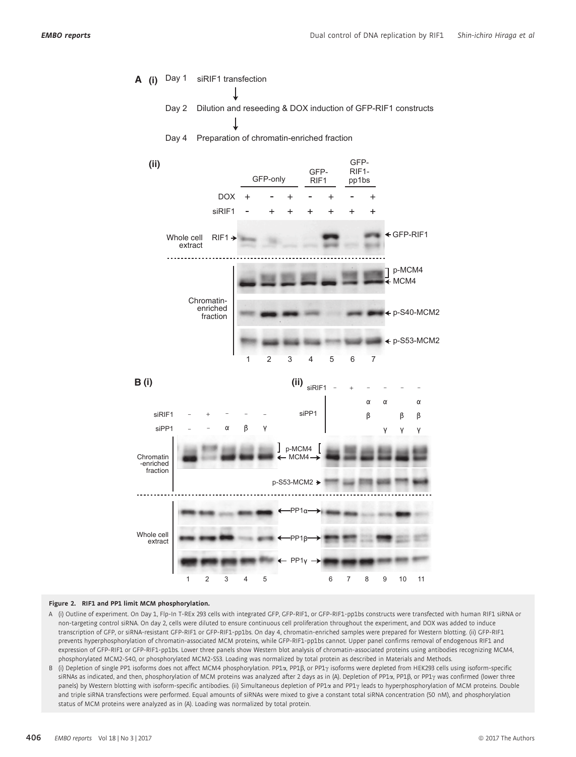**Figure 2. RIF1 and PP1 limit MCM phosphorylation.**

A (i) Outline of experiment. On Day 1, Flp-In T-REx 293 cells with integrated GFP, GFP-RIF1, or GFP-RIF1-pp1bs constructs were transfected with human RIF1 siRNA or non-targeting control siRNA. On day 2, cells were diluted to ensure continuous cell proliferation throughout the experiment, and DOX was added to induce transcription of GFP, or siRNA-resistant GFP-RIF1 or GFP-RIF1-pp1bs. On day 4, chromatin-enriched samples were prepared for Western blotting. (ii) GFP-RIF1 prevents hyperphosphorylation of chromatin-associated MCM proteins, while GFP-RIF1-pp1bs cannot. Upper panel confirms removal of endogenous RIF1 and expression of GFP-RIF1 or GFP-RIF1-pp1bs. Lower three panels show Western blot analysis of chromatin-associated proteins using antibodies recognizing MCM4, phosphorylated MCM2-S40, or phosphorylated MCM2-S53. Loading was normalized by total protein as described in Materials and Methods.

B (i) Depletion of single PP1 isoforms does not affect MCM4 phosphorylation. PP1α, PP1β, or PP1γ isoforms were depleted from HEK293 cells using isoform-specific siRNAs as indicated, and then, phosphorylation of MCM proteins was analyzed after 2 days as in (A). Depletion of PP1α, PP1β, or PP1γ was confirmed (lower three panels) by Western blotting with isoform-specific antibodies. (ii) Simultaneous depletion of PP1α and PP1γ leads to hyperphosphorylation of MCM proteins. Double and triple siRNA transfections were performed. Equal amounts of siRNAs were mixed to give a constant total siRNA concentration (50 nM), and phosphorylation status of MCM proteins were analyzed as in (A). Loading was normalized by total protein.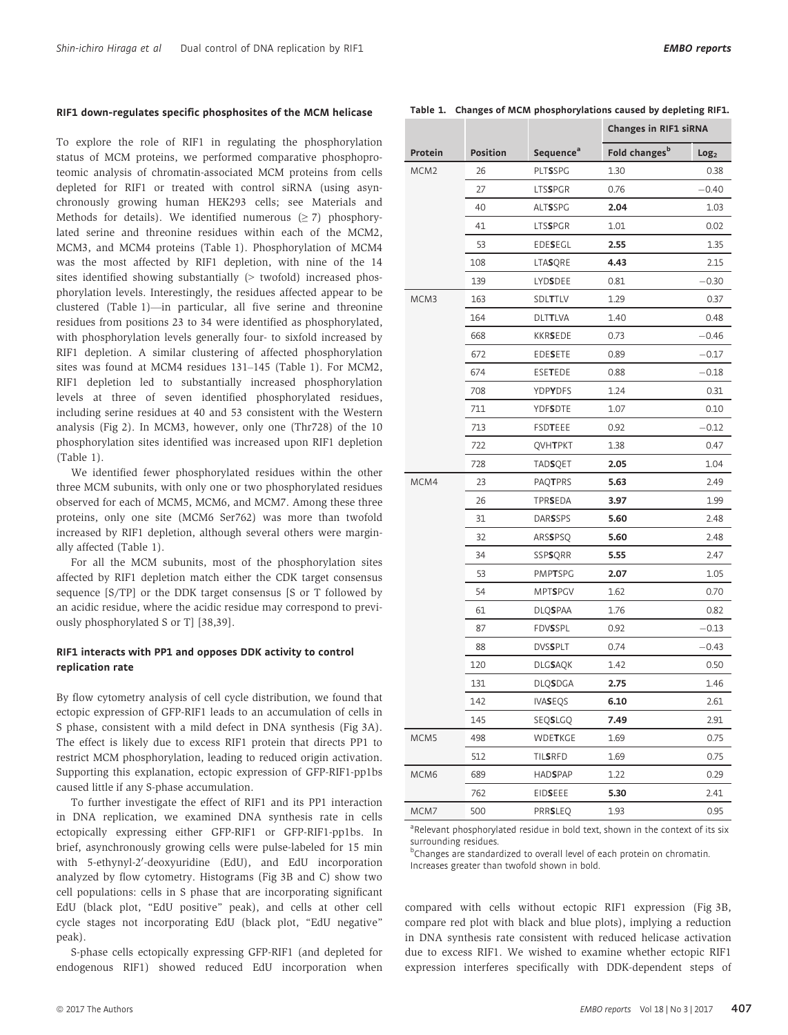#### RIF1 down-regulates specific phosphosites of the MCM helicase

To explore the role of RIF1 in regulating the phosphorylation status of MCM proteins, we performed comparative phosphoproteomic analysis of chromatin-associated MCM proteins from cells depleted for RIF1 or treated with control siRNA (using asynchronously growing human HEK293 cells; see Materials and Methods for details). We identified numerous (≥ 7) phosphorylated serine and threonine residues within each of the MCM2, MCM3, and MCM4 proteins (Table 1). Phosphorylation of MCM4 was the most affected by RIF1 depletion, with nine of the 14 sites identified showing substantially (> twofold) increased phosphorylation levels. Interestingly, the residues affected appear to be clustered (Table 1)—in particular, all five serine and threonine residues from positions 23 to 34 were identified as phosphorylated, with phosphorylation levels generally four- to sixfold increased by RIF1 depletion. A similar clustering of affected phosphorylation sites was found at MCM4 residues 131–145 (Table 1). For MCM2, RIF1 depletion led to substantially increased phosphorylation levels at three of seven identified phosphorylated residues, including serine residues at 40 and 53 consistent with the Western analysis (Fig 2). In MCM3, however, only one (Thr728) of the 10 phosphorylation sites identified was increased upon RIF1 depletion (Table 1).

We identified fewer phosphorylated residues within the other three MCM subunits, with only one or two phosphorylated residues observed for each of MCM5, MCM6, and MCM7. Among these three proteins, only one site (MCM6 Ser762) was more than twofold increased by RIF1 depletion, although several others were marginally affected (Table 1).

For all the MCM subunits, most of the phosphorylation sites affected by RIF1 depletion match either the CDK target consensus sequence [S/TP] or the DDK target consensus [S or T followed by an acidic residue, where the acidic residue may correspond to previously phosphorylated S or T] [38,39].

#### RIF1 interacts with PP1 and opposes DDK activity to control replication rate

By flow cytometry analysis of cell cycle distribution, we found that ectopic expression of GFP-RIF1 leads to an accumulation of cells in S phase, consistent with a mild defect in DNA synthesis (Fig 3A). The effect is likely due to excess RIF1 protein that directs PP1 to restrict MCM phosphorylation, leading to reduced origin activation. Supporting this explanation, ectopic expression of GFP-RIF1-pp1bs caused little if any S-phase accumulation.

To further investigate the effect of RIF1 and its PP1 interaction in DNA replication, we examined DNA synthesis rate in cells ectopically expressing either GFP-RIF1 or GFP-RIF1-pp1bs. In brief, asynchronously growing cells were pulse-labeled for 15 min with 5-ethynyl-2′-deoxyuridine (EdU), and EdU incorporation analyzed by flow cytometry. Histograms (Fig 3B and C) show two cell populations: cells in S phase that are incorporating significant EdU (black plot, "EdU positive" peak), and cells at other cell cycle stages not incorporating EdU (black plot, "EdU negative" peak).

S-phase cells ectopically expressing GFP-RIF1 (and depleted for endogenous RIF1) showed reduced EdU incorporation when compared with cells without ectopic RIF1 expression (Fig 3B, compare red plot with black and blue plots), implying a reduction in DNA synthesis rate consistent with reduced helicase activation due to excess RIF1. We wished to examine whether ectopic RIF1 expression interferes specifically with DDK-dependent steps of

**Table 1. Changes of MCM phosphorylations caused by depleting RIF1.**

| | | | Changes in RIF1 siRNA | |
|---|---|---|---|---|
| Protein | Position | Sequence[a] | Fold changes[b] | $Log_2$ |
| MCM2 | 26 | PLT**S**SPG | 1.30 | 0.38 |
| | 27 | LTS**S**PGR | 0.76 | −0.40 |
| | 40 | ALT**S**SPG | **2.04** | 1.03 |
| | 41 | LTS**S**PGR | 1.01 | 0.02 |
| | 53 | EDE**S**EGL | **2.55** | 1.35 |
| | 108 | LTA**S**QRE | **4.43** | 2.15 |
| | 139 | LYD**S**DEE | 0.81 | −0.30 |
| MCM3 | 163 | SDL**T**TLV | 1.29 | 0.37 |
| | 164 | DLT**T**LVA | 1.40 | 0.48 |
| | 668 | KKR**S**EDE | 0.73 | −0.46 |
| | 672 | EDE**S**ETE | 0.89 | −0.17 |
| | 674 | ESE**T**EDE | 0.88 | −0.18 |
| | 708 | YDP**Y**DFS | 1.24 | 0.31 |
| | 711 | YDF**S**DTE | 1.07 | 0.10 |
| | 713 | FSD**T**EEE | 0.92 | −0.12 |
| | 722 | QVH**T**PKT | 1.38 | 0.47 |
| | 728 | TAD**S**QET | **2.05** | 1.04 |
| MCM4 | 23 | PAQ**T**PRS | **5.63** | 2.49 |
| | 26 | TPR**S**EDA | **3.97** | 1.99 |
| | 31 | DAR**S**SPS | **5.60** | 2.48 |
| | 32 | ARS**S**PSQ | **5.60** | 2.48 |
| | 34 | SSP**S**QRR | **5.55** | 2.47 |
| | 53 | PMP**T**SPG | **2.07** | 1.05 |
| | 54 | MPT**S**PGV | 1.62 | 0.70 |
| | 61 | DLQ**S**PAA | 1.76 | 0.82 |
| | 87 | FDV**S**SPL | 0.92 | −0.13 |
| | 88 | DVS**S**PLT | 0.74 | −0.43 |
| | 120 | DLG**S**AQK | 1.42 | 0.50 |
| | 131 | DLQ**S**DGA | **2.75** | 1.46 |
| | 142 | IVA**S**EQS | **6.10** | 2.61 |
| | 145 | SEQ**S**LGQ | **7.49** | 2.91 |
| MCM5 | 498 | WDE**T**KGE | 1.69 | 0.75 |
| | 512 | TIL**S**RFD | 1.69 | 0.75 |
| MCM6 | 689 | HAD**S**PAP | 1.22 | 0.29 |
| | 762 | EID**S**EEE | **5.30** | 2.41 |
| MCM7 | 500 | PRR**S**LEQ | 1.93 | 0.95 |

[a]Relevant phosphorylated residue in bold text, shown in the context of its six surrounding residues.
[b]Changes are standardized to overall level of each protein on chromatin. Increases greater than twofold shown in bold.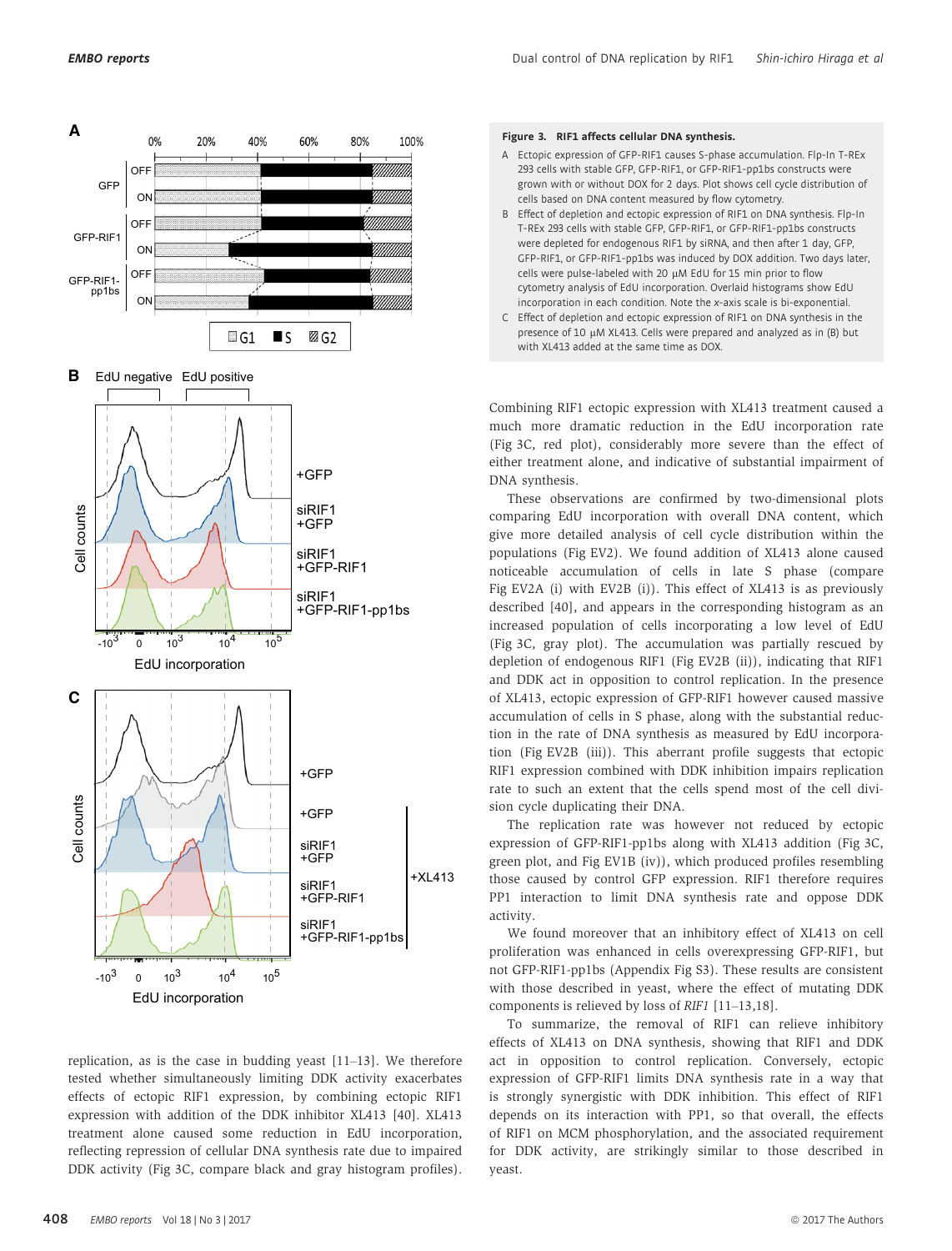**Figure 3. RIF1 affects cellular DNA synthesis.**

A Ectopic expression of GFP-RIF1 causes S-phase accumulation. Flp-In T-REx 293 cells with stable GFP, GFP-RIF1, or GFP-RIF1-pp1bs constructs were grown with or without DOX for 2 days. Plot shows cell cycle distribution of cells based on DNA content measured by flow cytometry.

B Effect of depletion and ectopic expression of RIF1 on DNA synthesis. Flp-In T-REx 293 cells with stable GFP, GFP-RIF1, or GFP-RIF1-pp1bs constructs were depleted for endogenous RIF1 by siRNA, and then after 1 day, GFP, GFP-RIF1, or GFP-RIF1-pp1bs was induced by DOX addition. Two days later, cells were pulse-labeled with 20 μM EdU for 15 min prior to flow cytometry analysis of EdU incorporation. Overlaid histograms show EdU incorporation in each condition. Note the x-axis scale is bi-exponential.

C Effect of depletion and ectopic expression of RIF1 on DNA synthesis in the presence of 10 μM XL413. Cells were prepared and analyzed as in (B) but with XL413 added at the same time as DOX.

replication, as is the case in budding yeast [11–13]. We therefore tested whether simultaneously limiting DDK activity exacerbates effects of ectopic RIF1 expression, by combining ectopic RIF1 expression with addition of the DDK inhibitor XL413 [40]. XL413 treatment alone caused some reduction in EdU incorporation, reflecting repression of cellular DNA synthesis rate due to impaired DDK activity (Fig 3C, compare black and gray histogram profiles). Combining RIF1 ectopic expression with XL413 treatment caused a much more dramatic reduction in the EdU incorporation rate (Fig 3C, red plot), considerably more severe than the effect of either treatment alone, and indicative of substantial impairment of DNA synthesis.

These observations are confirmed by two-dimensional plots comparing EdU incorporation with overall DNA content, which give more detailed analysis of cell cycle distribution within the populations (Fig EV2). We found addition of XL413 alone caused noticeable accumulation of cells in late S phase (compare Fig EV2A (i) with EV2B (i)). This effect of XL413 is as previously described [40], and appears in the corresponding histogram as an increased population of cells incorporating a low level of EdU (Fig 3C, gray plot). The accumulation was partially rescued by depletion of endogenous RIF1 (Fig EV2B (ii)), indicating that RIF1 and DDK act in opposition to control replication. In the presence of XL413, ectopic expression of GFP-RIF1 however caused massive accumulation of cells in S phase, along with the substantial reduction in the rate of DNA synthesis as measured by EdU incorporation (Fig EV2B (iii)). This aberrant profile suggests that ectopic RIF1 expression combined with DDK inhibition impairs replication rate to such an extent that the cells spend most of the cell division cycle duplicating their DNA.

The replication rate was however not reduced by ectopic expression of GFP-RIF1-pp1bs along with XL413 addition (Fig 3C, green plot, and Fig EV1B (iv)), which produced profiles resembling those caused by control GFP expression. RIF1 therefore requires PP1 interaction to limit DNA synthesis rate and oppose DDK activity.

We found moreover that an inhibitory effect of XL413 on cell proliferation was enhanced in cells overexpressing GFP-RIF1, but not GFP-RIF1-pp1bs (Appendix Fig S3). These results are consistent with those described in yeast, where the effect of mutating DDK components is relieved by loss of *RIF1* [11–13,18].

To summarize, the removal of RIF1 can relieve inhibitory effects of XL413 on DNA synthesis, showing that RIF1 and DDK act in opposition to control replication. Conversely, ectopic expression of GFP-RIF1 limits DNA synthesis rate in a way that is strongly synergistic with DDK inhibition. This effect of RIF1 depends on its interaction with PP1, so that overall, the effects of RIF1 on MCM phosphorylation, and the associated requirement for DDK activity, are strikingly similar to those described in yeast.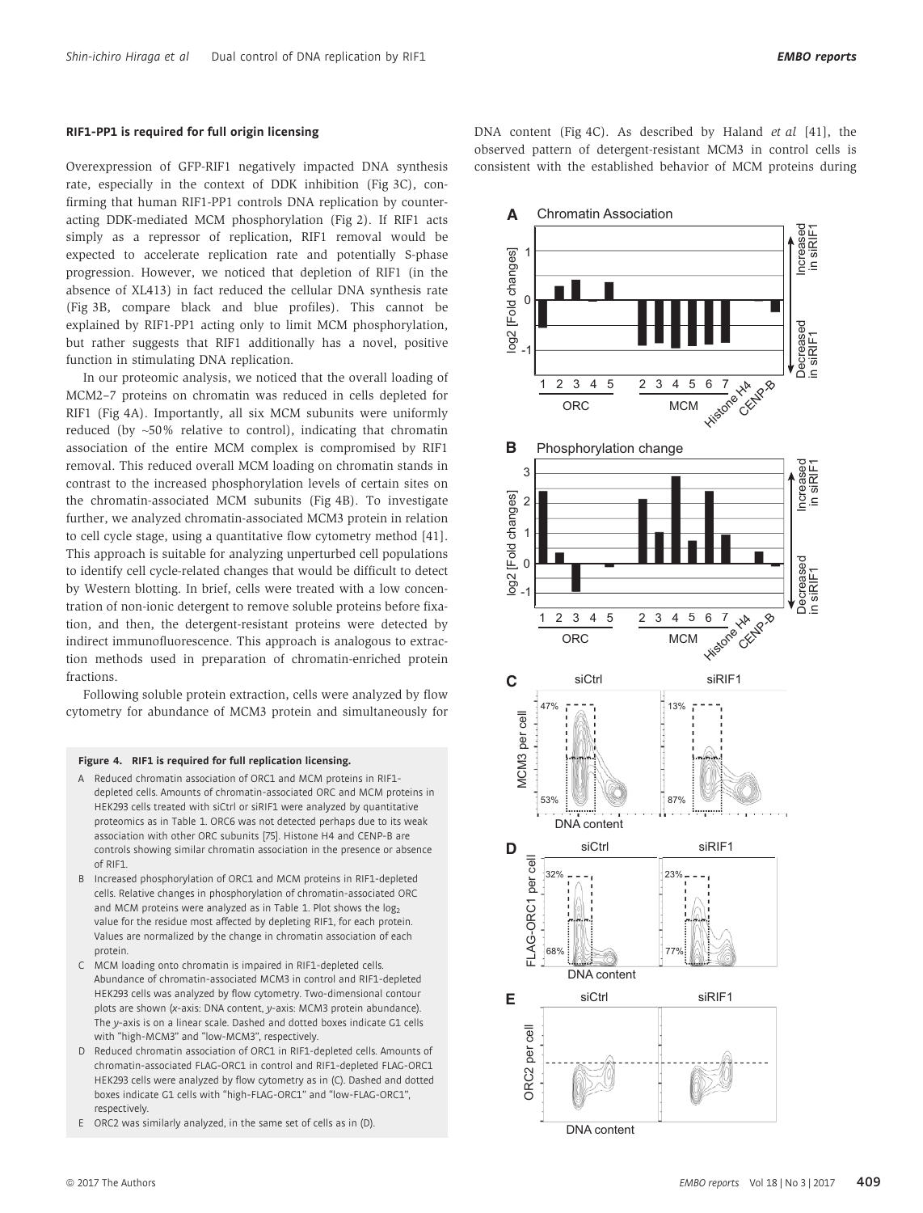### RIF1-PP1 is required for full origin licensing

Overexpression of GFP-RIF1 negatively impacted DNA synthesis rate, especially in the context of DDK inhibition (Fig 3C), confirming that human RIF1-PP1 controls DNA replication by counteracting DDK-mediated MCM phosphorylation (Fig 2). If RIF1 acts simply as a repressor of replication, RIF1 removal would be expected to accelerate replication rate and potentially S-phase progression. However, we noticed that depletion of RIF1 (in the absence of XL413) in fact reduced the cellular DNA synthesis rate (Fig 3B, compare black and blue profiles). This cannot be explained by RIF1-PP1 acting only to limit MCM phosphorylation, but rather suggests that RIF1 additionally has a novel, positive function in stimulating DNA replication.

In our proteomic analysis, we noticed that the overall loading of MCM2–7 proteins on chromatin was reduced in cells depleted for RIF1 (Fig 4A). Importantly, all six MCM subunits were uniformly reduced (by ~50% relative to control), indicating that chromatin association of the entire MCM complex is compromised by RIF1 removal. This reduced overall MCM loading on chromatin stands in contrast to the increased phosphorylation levels of certain sites on the chromatin-associated MCM subunits (Fig 4B). To investigate further, we analyzed chromatin-associated MCM3 protein in relation to cell cycle stage, using a quantitative flow cytometry method [41]. This approach is suitable for analyzing unperturbed cell populations to identify cell cycle-related changes that would be difficult to detect by Western blotting. In brief, cells were treated with a low concentration of non-ionic detergent to remove soluble proteins before fixation, and then, the detergent-resistant proteins were detected by indirect immunofluorescence. This approach is analogous to extraction methods used in preparation of chromatin-enriched protein fractions.

Following soluble protein extraction, cells were analyzed by flow cytometry for abundance of MCM3 protein and simultaneously for DNA content (Fig 4C). As described by Haland *et al* [41], the observed pattern of detergent-resistant MCM3 in control cells is consistent with the established behavior of MCM proteins during

**Figure 4. RIF1 is required for full replication licensing.**

A Reduced chromatin association of ORC1 and MCM proteins in RIF1-depleted cells. Amounts of chromatin-associated ORC and MCM proteins in HEK293 cells treated with siCtrl or siRIF1 were analyzed by quantitative proteomics as in Table 1. ORC6 was not detected perhaps due to its weak association with other ORC subunits [75]. Histone H4 and CENP-B are controls showing similar chromatin association in the presence or absence of RIF1.

B Increased phosphorylation of ORC1 and MCM proteins in RIF1-depleted cells. Relative changes in phosphorylation of chromatin-associated ORC and MCM proteins were analyzed as in Table 1. Plot shows the $\log_2$ value for the residue most affected by depleting RIF1, for each protein. Values are normalized by the change in chromatin association of each protein.

C MCM loading onto chromatin is impaired in RIF1-depleted cells. Abundance of chromatin-associated MCM3 in control and RIF1-depleted HEK293 cells was analyzed by flow cytometry. Two-dimensional contour plots are shown (*x*-axis: DNA content, *y*-axis: MCM3 protein abundance). The *y*-axis is on a linear scale. Dashed and dotted boxes indicate G1 cells with "high-MCM3" and "low-MCM3", respectively.

D Reduced chromatin association of ORC1 in RIF1-depleted cells. Amounts of chromatin-associated FLAG-ORC1 in control and RIF1-depleted FLAG-ORC1 HEK293 cells were analyzed by flow cytometry as in (C). Dashed and dotted boxes indicate G1 cells with "high-FLAG-ORC1" and "low-FLAG-ORC1", respectively.

E ORC2 was similarly analyzed, in the same set of cells as in (D).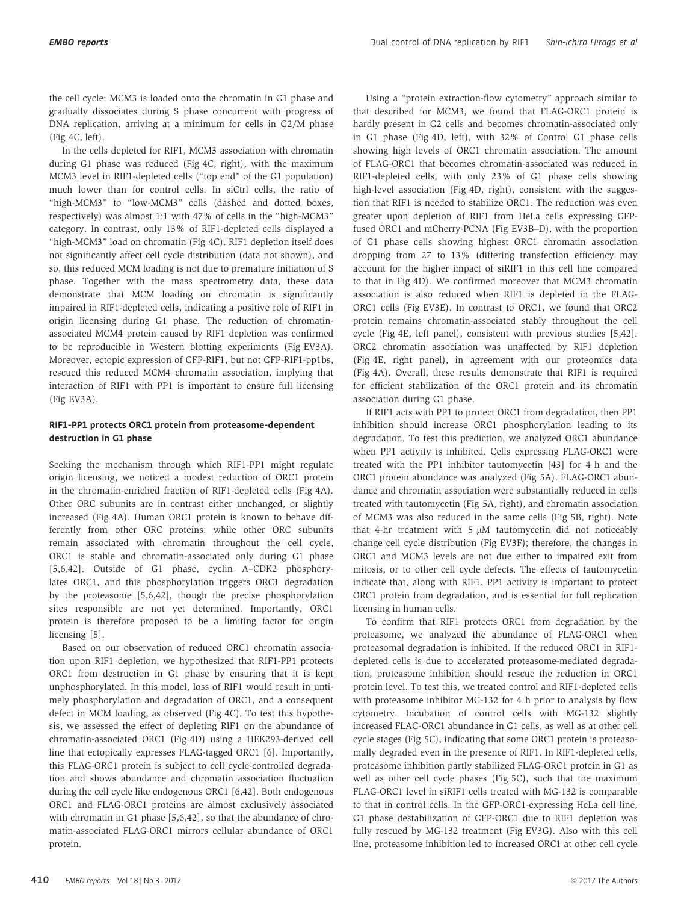the cell cycle: MCM3 is loaded onto the chromatin in G1 phase and gradually dissociates during S phase concurrent with progress of DNA replication, arriving at a minimum for cells in G2/M phase (Fig 4C, left).

In the cells depleted for RIF1, MCM3 association with chromatin during G1 phase was reduced (Fig 4C, right), with the maximum MCM3 level in RIF1-depleted cells ("top end" of the G1 population) much lower than for control cells. In siCtrl cells, the ratio of "high-MCM3" to "low-MCM3" cells (dashed and dotted boxes, respectively) was almost 1:1 with 47% of cells in the "high-MCM3" category. In contrast, only 13% of RIF1-depleted cells displayed a "high-MCM3" load on chromatin (Fig 4C). RIF1 depletion itself does not significantly affect cell cycle distribution (data not shown), and so, this reduced MCM loading is not due to premature initiation of S phase. Together with the mass spectrometry data, these data demonstrate that MCM loading on chromatin is significantly impaired in RIF1-depleted cells, indicating a positive role of RIF1 in origin licensing during G1 phase. The reduction of chromatin-associated MCM4 protein caused by RIF1 depletion was confirmed to be reproducible in Western blotting experiments (Fig EV3A). Moreover, ectopic expression of GFP-RIF1, but not GFP-RIF1-pp1bs, rescued this reduced MCM4 chromatin association, implying that interaction of RIF1 with PP1 is important to ensure full licensing (Fig EV3A).

### RIF1-PP1 protects ORC1 protein from proteasome-dependent destruction in G1 phase

Seeking the mechanism through which RIF1-PP1 might regulate origin licensing, we noticed a modest reduction of ORC1 protein in the chromatin-enriched fraction of RIF1-depleted cells (Fig 4A). Other ORC subunits are in contrast either unchanged, or slightly increased (Fig 4A). Human ORC1 protein is known to behave differently from other ORC proteins: while other ORC subunits remain associated with chromatin throughout the cell cycle, ORC1 is stable and chromatin-associated only during G1 phase [5,6,42]. Outside of G1 phase, cyclin A–CDK2 phosphorylates ORC1, and this phosphorylation triggers ORC1 degradation by the proteasome [5,6,42], though the precise phosphorylation sites responsible are not yet determined. Importantly, ORC1 protein is therefore proposed to be a limiting factor for origin licensing [5].

Based on our observation of reduced ORC1 chromatin association upon RIF1 depletion, we hypothesized that RIF1-PP1 protects ORC1 from destruction in G1 phase by ensuring that it is kept unphosphorylated. In this model, loss of RIF1 would result in untimely phosphorylation and degradation of ORC1, and a consequent defect in MCM loading, as observed (Fig 4C). To test this hypothesis, we assessed the effect of depleting RIF1 on the abundance of chromatin-associated ORC1 (Fig 4D) using a HEK293-derived cell line that ectopically expresses FLAG-tagged ORC1 [6]. Importantly, this FLAG-ORC1 protein is subject to cell cycle-controlled degradation and shows abundance and chromatin association fluctuation during the cell cycle like endogenous ORC1 [6,42]. Both endogenous ORC1 and FLAG-ORC1 proteins are almost exclusively associated with chromatin in G1 phase [5,6,42], so that the abundance of chromatin-associated FLAG-ORC1 mirrors cellular abundance of ORC1 protein.

Using a "protein extraction-flow cytometry" approach similar to that described for MCM3, we found that FLAG-ORC1 protein is hardly present in G2 cells and becomes chromatin-associated only in G1 phase (Fig 4D, left), with 32% of Control G1 phase cells showing high levels of ORC1 chromatin association. The amount of FLAG-ORC1 that becomes chromatin-associated was reduced in RIF1-depleted cells, with only 23% of G1 phase cells showing high-level association (Fig 4D, right), consistent with the suggestion that RIF1 is needed to stabilize ORC1. The reduction was even greater upon depletion of RIF1 from HeLa cells expressing GFP-fused ORC1 and mCherry-PCNA (Fig EV3B–D), with the proportion of G1 phase cells showing highest ORC1 chromatin association dropping from 27 to 13% (differing transfection efficiency may account for the higher impact of siRIF1 in this cell line compared to that in Fig 4D). We confirmed moreover that MCM3 chromatin association is also reduced when RIF1 is depleted in the FLAG-ORC1 cells (Fig EV3E). In contrast to ORC1, we found that ORC2 protein remains chromatin-associated stably throughout the cell cycle (Fig 4E, left panel), consistent with previous studies [5,42]. ORC2 chromatin association was unaffected by RIF1 depletion (Fig 4E, right panel), in agreement with our proteomics data (Fig 4A). Overall, these results demonstrate that RIF1 is required for efficient stabilization of the ORC1 protein and its chromatin association during G1 phase.

If RIF1 acts with PP1 to protect ORC1 from degradation, then PP1 inhibition should increase ORC1 phosphorylation leading to its degradation. To test this prediction, we analyzed ORC1 abundance when PP1 activity is inhibited. Cells expressing FLAG-ORC1 were treated with the PP1 inhibitor tautomycetin [43] for 4 h and the ORC1 protein abundance was analyzed (Fig 5A). FLAG-ORC1 abundance and chromatin association were substantially reduced in cells treated with tautomycetin (Fig 5A, right), and chromatin association of MCM3 was also reduced in the same cells (Fig 5B, right). Note that 4-hr treatment with 5 μM tautomycetin did not noticeably change cell cycle distribution (Fig EV3F); therefore, the changes in ORC1 and MCM3 levels are not due either to impaired exit from mitosis, or to other cell cycle defects. The effects of tautomycetin indicate that, along with RIF1, PP1 activity is important to protect ORC1 protein from degradation, and is essential for full replication licensing in human cells.

To confirm that RIF1 protects ORC1 from degradation by the proteasome, we analyzed the abundance of FLAG-ORC1 when proteasomal degradation is inhibited. If the reduced ORC1 in RIF1-depleted cells is due to accelerated proteasome-mediated degradation, proteasome inhibition should rescue the reduction in ORC1 protein level. To test this, we treated control and RIF1-depleted cells with proteasome inhibitor MG-132 for 4 h prior to analysis by flow cytometry. Incubation of control cells with MG-132 slightly increased FLAG-ORC1 abundance in G1 cells, as well as at other cell cycle stages (Fig 5C), indicating that some ORC1 protein is proteasomally degraded even in the presence of RIF1. In RIF1-depleted cells, proteasome inhibition partly stabilized FLAG-ORC1 protein in G1 as well as other cell cycle phases (Fig 5C), such that the maximum FLAG-ORC1 level in siRIF1 cells treated with MG-132 is comparable to that in control cells. In the GFP-ORC1-expressing HeLa cell line, G1 phase destabilization of GFP-ORC1 due to RIF1 depletion was fully rescued by MG-132 treatment (Fig EV3G). Also with this cell line, proteasome inhibition led to increased ORC1 at other cell cycle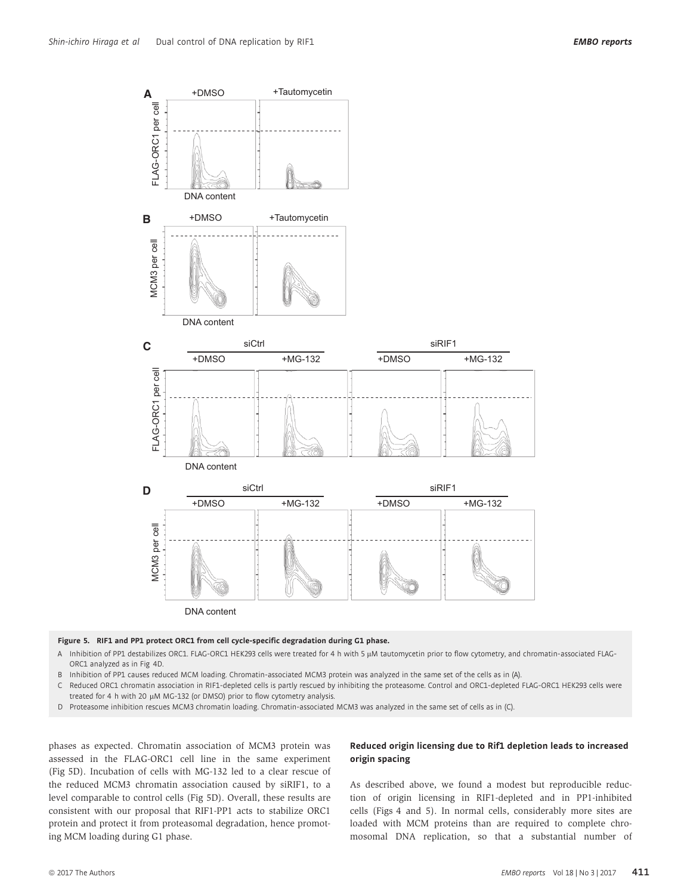**Figure 5. RIF1 and PP1 protect ORC1 from cell cycle-specific degradation during G1 phase.**

A Inhibition of PP1 destabilizes ORC1. FLAG-ORC1 HEK293 cells were treated for 4 h with 5 μM tautomycetin prior to flow cytometry, and chromatin-associated FLAG-ORC1 analyzed as in Fig 4D.

B Inhibition of PP1 causes reduced MCM loading. Chromatin-associated MCM3 protein was analyzed in the same set of the cells as in (A).

C Reduced ORC1 chromatin association in RIF1-depleted cells is partly rescued by inhibiting the proteasome. Control and ORC1-depleted FLAG-ORC1 HEK293 cells were treated for 4 h with 20 μM MG-132 (or DMSO) prior to flow cytometry analysis.

D Proteasome inhibition rescues MCM3 chromatin loading. Chromatin-associated MCM3 was analyzed in the same set of cells as in (C).

phases as expected. Chromatin association of MCM3 protein was assessed in the FLAG-ORC1 cell line in the same experiment (Fig 5D). Incubation of cells with MG-132 led to a clear rescue of the reduced MCM3 chromatin association caused by siRIF1, to a level comparable to control cells (Fig 5D). Overall, these results are consistent with our proposal that RIF1-PP1 acts to stabilize ORC1 protein and protect it from proteasomal degradation, hence promoting MCM loading during G1 phase.

### Reduced origin licensing due to Rif1 depletion leads to increased origin spacing

As described above, we found a modest but reproducible reduction of origin licensing in RIF1-depleted and in PP1-inhibited cells (Figs 4 and 5). In normal cells, considerably more sites are loaded with MCM proteins than are required to complete chromosomal DNA replication, so that a substantial number of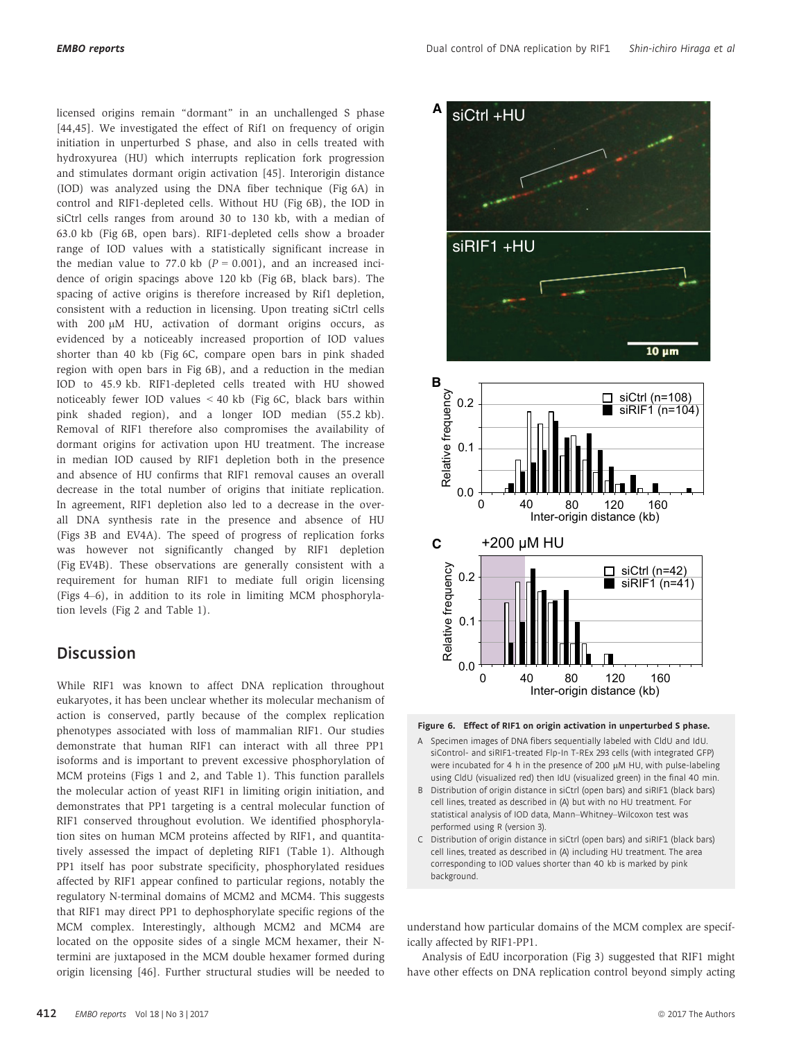licensed origins remain "dormant" in an unchallenged S phase [44,45]. We investigated the effect of Rif1 on frequency of origin initiation in unperturbed S phase, and also in cells treated with hydroxyurea (HU) which interrupts replication fork progression and stimulates dormant origin activation [45]. Interorigin distance (IOD) was analyzed using the DNA fiber technique (Fig 6A) in control and RIF1-depleted cells. Without HU (Fig 6B), the IOD in siCtrl cells ranges from around 30 to 130 kb, with a median of 63.0 kb (Fig 6B, open bars). RIF1-depleted cells show a broader range of IOD values with a statistically significant increase in the median value to 77.0 kb ($P = 0.001$), and an increased incidence of origin spacings above 120 kb (Fig 6B, black bars). The spacing of active origins is therefore increased by Rif1 depletion, consistent with a reduction in licensing. Upon treating siCtrl cells with 200 μM HU, activation of dormant origins occurs, as evidenced by a noticeably increased proportion of IOD values shorter than 40 kb (Fig 6C, compare open bars in pink shaded region with open bars in Fig 6B), and a reduction in the median IOD to 45.9 kb. RIF1-depleted cells treated with HU showed noticeably fewer IOD values < 40 kb (Fig 6C, black bars within pink shaded region), and a longer IOD median (55.2 kb). Removal of RIF1 therefore also compromises the availability of dormant origins for activation upon HU treatment. The increase in median IOD caused by RIF1 depletion both in the presence and absence of HU confirms that RIF1 removal causes an overall decrease in the total number of origins that initiate replication. In agreement, RIF1 depletion also led to a decrease in the overall DNA synthesis rate in the presence and absence of HU (Figs 3B and EV4A). The speed of progress of replication forks was however not significantly changed by RIF1 depletion (Fig EV4B). These observations are generally consistent with a requirement for human RIF1 to mediate full origin licensing (Figs 4–6), in addition to its role in limiting MCM phosphorylation levels (Fig 2 and Table 1).

## Discussion

While RIF1 was known to affect DNA replication throughout eukaryotes, it has been unclear whether its molecular mechanism of action is conserved, partly because of the complex replication phenotypes associated with loss of mammalian RIF1. Our studies demonstrate that human RIF1 can interact with all three PP1 isoforms and is important to prevent excessive phosphorylation of MCM proteins (Figs 1 and 2, and Table 1). This function parallels the molecular action of yeast RIF1 in limiting origin initiation, and demonstrates that PP1 targeting is a central molecular function of RIF1 conserved throughout evolution. We identified phosphorylation sites on human MCM proteins affected by RIF1, and quantitatively assessed the impact of depleting RIF1 (Table 1). Although PP1 itself has poor substrate specificity, phosphorylated residues affected by RIF1 appear confined to particular regions, notably the regulatory N-terminal domains of MCM2 and MCM4. This suggests that RIF1 may direct PP1 to dephosphorylate specific regions of the MCM complex. Interestingly, although MCM2 and MCM4 are located on the opposite sides of a single MCM hexamer, their N-termini are juxtaposed in the MCM double hexamer formed during origin licensing [46]. Further structural studies will be needed to understand how particular domains of the MCM complex are specifically affected by RIF1-PP1.

**Figure 6. Effect of RIF1 on origin activation in unperturbed S phase.**

A Specimen images of DNA fibers sequentially labeled with CldU and IdU. siControl- and siRIF1-treated Flp-In T-REx 293 cells (with integrated GFP) were incubated for 4 h in the presence of 200 μM HU, with pulse-labeling using CldU (visualized red) then IdU (visualized green) in the final 40 min.

B Distribution of origin distance in siCtrl (open bars) and siRIF1 (black bars) cell lines, treated as described in (A) but with no HU treatment. For statistical analysis of IOD data, Mann–Whitney–Wilcoxon test was performed using R (version 3).

C Distribution of origin distance in siCtrl (open bars) and siRIF1 (black bars) cell lines, treated as described in (A) including HU treatment. The area corresponding to IOD values shorter than 40 kb is marked by pink background.

Analysis of EdU incorporation (Fig 3) suggested that RIF1 might have other effects on DNA replication control beyond simply acting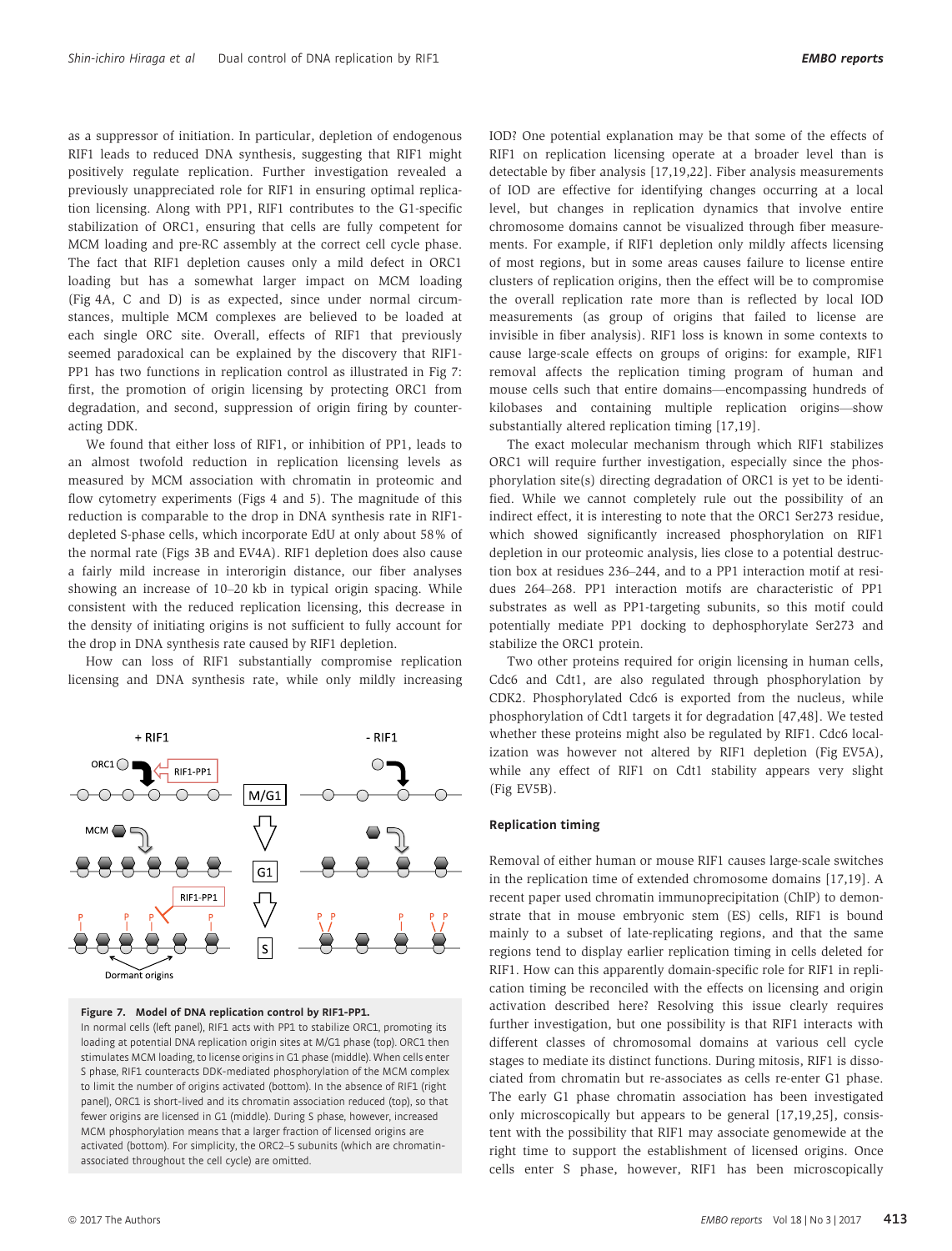as a suppressor of initiation. In particular, depletion of endogenous RIF1 leads to reduced DNA synthesis, suggesting that RIF1 might positively regulate replication. Further investigation revealed a previously unappreciated role for RIF1 in ensuring optimal replication licensing. Along with PP1, RIF1 contributes to the G1-specific stabilization of ORC1, ensuring that cells are fully competent for MCM loading and pre-RC assembly at the correct cell cycle phase. The fact that RIF1 depletion causes only a mild defect in ORC1 loading but has a somewhat larger impact on MCM loading (Fig 4A, C and D) is as expected, since under normal circumstances, multiple MCM complexes are believed to be loaded at each single ORC site. Overall, effects of RIF1 that previously seemed paradoxical can be explained by the discovery that RIF1-PP1 has two functions in replication control as illustrated in Fig 7: first, the promotion of origin licensing by protecting ORC1 from degradation, and second, suppression of origin firing by counteracting DDK.

We found that either loss of RIF1, or inhibition of PP1, leads to an almost twofold reduction in replication licensing levels as measured by MCM association with chromatin in proteomic and flow cytometry experiments (Figs 4 and 5). The magnitude of this reduction is comparable to the drop in DNA synthesis rate in RIF1-depleted S-phase cells, which incorporate EdU at only about 58% of the normal rate (Figs 3B and EV4A). RIF1 depletion does also cause a fairly mild increase in interorigin distance, our fiber analyses showing an increase of 10–20 kb in typical origin spacing. While consistent with the reduced replication licensing, this decrease in the density of initiating origins is not sufficient to fully account for the drop in DNA synthesis rate caused by RIF1 depletion.

How can loss of RIF1 substantially compromise replication licensing and DNA synthesis rate, while only mildly increasing IOD? One potential explanation may be that some of the effects of RIF1 on replication licensing operate at a broader level than is detectable by fiber analysis [17,19,22]. Fiber analysis measurements of IOD are effective for identifying changes occurring at a local level, but changes in replication dynamics that involve entire chromosome domains cannot be visualized through fiber measurements. For example, if RIF1 depletion only mildly affects licensing of most regions, but in some areas causes failure to license entire clusters of replication origins, then the effect will be to compromise the overall replication rate more than is reflected by local IOD measurements (as group of origins that failed to license are invisible in fiber analysis). RIF1 loss is known in some contexts to cause large-scale effects on groups of origins: for example, RIF1 removal affects the replication timing program of human and mouse cells such that entire domains—encompassing hundreds of kilobases and containing multiple replication origins—show substantially altered replication timing [17,19].

The exact molecular mechanism through which RIF1 stabilizes ORC1 will require further investigation, especially since the phosphorylation site(s) directing degradation of ORC1 is yet to be identified. While we cannot completely rule out the possibility of an indirect effect, it is interesting to note that the ORC1 Ser273 residue, which showed significantly increased phosphorylation on RIF1 depletion in our proteomic analysis, lies close to a potential destruction box at residues 236–244, and to a PP1 interaction motif at residues 264–268. PP1 interaction motifs are characteristic of PP1 substrates as well as PP1-targeting subunits, so this motif could potentially mediate PP1 docking to dephosphorylate Ser273 and stabilize the ORC1 protein.

Two other proteins required for origin licensing in human cells, Cdc6 and Cdt1, are also regulated through phosphorylation by CDK2. Phosphorylated Cdc6 is exported from the nucleus, while phosphorylation of Cdt1 targets it for degradation [47,48]. We tested whether these proteins might also be regulated by RIF1. Cdc6 localization was however not altered by RIF1 depletion (Fig EV5A), while any effect of RIF1 on Cdt1 stability appears very slight (Fig EV5B).

**Figure 7. Model of DNA replication control by RIF1-PP1.**
In normal cells (left panel), RIF1 acts with PP1 to stabilize ORC1, promoting its loading at potential DNA replication origin sites at M/G1 phase (top). ORC1 then stimulates MCM loading, to license origins in G1 phase (middle). When cells enter S phase, RIF1 counteracts DDK-mediated phosphorylation of the MCM complex to limit the number of origins activated (bottom). In the absence of RIF1 (right panel), ORC1 is short-lived and its chromatin association reduced (top), so that fewer origins are licensed in G1 (middle). During S phase, however, increased MCM phosphorylation means that a larger fraction of licensed origins are activated (bottom). For simplicity, the ORC2–5 subunits (which are chromatin-associated throughout the cell cycle) are omitted.

### Replication timing

Removal of either human or mouse RIF1 causes large-scale switches in the replication time of extended chromosome domains [17,19]. A recent paper used chromatin immunoprecipitation (ChIP) to demonstrate that in mouse embryonic stem (ES) cells, RIF1 is bound mainly to a subset of late-replicating regions, and that the same regions tend to display earlier replication timing in cells deleted for RIF1. How can this apparently domain-specific role for RIF1 in replication timing be reconciled with the effects on licensing and origin activation described here? Resolving this issue clearly requires further investigation, but one possibility is that RIF1 interacts with different classes of chromosomal domains at various cell cycle stages to mediate its distinct functions. During mitosis, RIF1 is dissociated from chromatin but re-associates as cells re-enter G1 phase. The early G1 phase chromatin association has been investigated only microscopically but appears to be general [17,19,25], consistent with the possibility that RIF1 may associate genomewide at the right time to support the establishment of licensed origins. Once cells enter S phase, however, RIF1 has been microscopically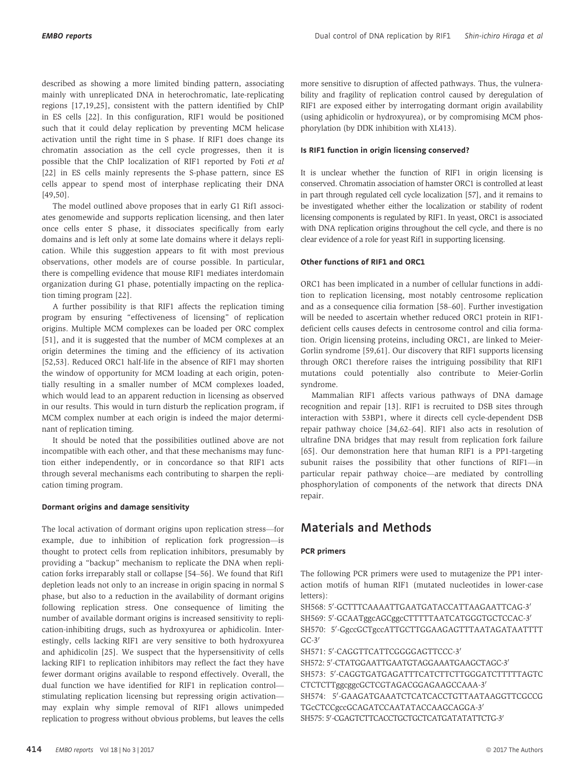described as showing a more limited binding pattern, associating mainly with unreplicated DNA in heterochromatic, late-replicating regions [17,19,25], consistent with the pattern identified by ChIP in ES cells [22]. In this configuration, RIF1 would be positioned such that it could delay replication by preventing MCM helicase activation until the right time in S phase. If RIF1 does change its chromatin association as the cell cycle progresses, then it is possible that the ChIP localization of RIF1 reported by Foti *et al* [22] in ES cells mainly represents the S-phase pattern, since ES cells appear to spend most of interphase replicating their DNA [49,50].

The model outlined above proposes that in early G1 Rif1 associates genomewide and supports replication licensing, and then later once cells enter S phase, it dissociates specifically from early domains and is left only at some late domains where it delays replication. While this suggestion appears to fit with most previous observations, other models are of course possible. In particular, there is compelling evidence that mouse RIF1 mediates interdomain organization during G1 phase, potentially impacting on the replication timing program [22].

A further possibility is that RIF1 affects the replication timing program by ensuring "effectiveness of licensing" of replication origins. Multiple MCM complexes can be loaded per ORC complex [51], and it is suggested that the number of MCM complexes at an origin determines the timing and the efficiency of its activation [52,53]. Reduced ORC1 half-life in the absence of RIF1 may shorten the window of opportunity for MCM loading at each origin, potentially resulting in a smaller number of MCM complexes loaded, which would lead to an apparent reduction in licensing as observed in our results. This would in turn disturb the replication program, if MCM complex number at each origin is indeed the major determinant of replication timing.

It should be noted that the possibilities outlined above are not incompatible with each other, and that these mechanisms may function either independently, or in concordance so that RIF1 acts through several mechanisms each contributing to sharpen the replication timing program.

#### Dormant origins and damage sensitivity

The local activation of dormant origins upon replication stress—for example, due to inhibition of replication fork progression—is thought to protect cells from replication inhibitors, presumably by providing a "backup" mechanism to replicate the DNA when replication forks irreparably stall or collapse [54–56]. We found that Rif1 depletion leads not only to an increase in origin spacing in normal S phase, but also to a reduction in the availability of dormant origins following replication stress. One consequence of limiting the number of available dormant origins is increased sensitivity to replication-inhibiting drugs, such as hydroxyurea or aphidicolin. Interestingly, cells lacking RIF1 are very sensitive to both hydroxyurea and aphidicolin [25]. We suspect that the hypersensitivity of cells lacking RIF1 to replication inhibitors may reflect the fact they have fewer dormant origins available to respond effectively. Overall, the dual function we have identified for RIF1 in replication control—stimulating replication licensing but repressing origin activation—may explain why simple removal of RIF1 allows unimpeded replication to progress without obvious problems, but leaves the cells more sensitive to disruption of affected pathways. Thus, the vulnerability and fragility of replication control caused by deregulation of RIF1 are exposed either by interrogating dormant origin availability (using aphidicolin or hydroxyurea), or by compromising MCM phosphorylation (by DDK inhibition with XL413).

#### Is RIF1 function in origin licensing conserved?

It is unclear whether the function of RIF1 in origin licensing is conserved. Chromatin association of hamster ORC1 is controlled at least in part through regulated cell cycle localization [57], and it remains to be investigated whether either the localization or stability of rodent licensing components is regulated by RIF1. In yeast, ORC1 is associated with DNA replication origins throughout the cell cycle, and there is no clear evidence of a role for yeast Rif1 in supporting licensing.

#### Other functions of RIF1 and ORC1

ORC1 has been implicated in a number of cellular functions in addition to replication licensing, most notably centrosome replication and as a consequence cilia formation [58–60]. Further investigation will be needed to ascertain whether reduced ORC1 protein in RIF1-deficient cells causes defects in centrosome control and cilia formation. Origin licensing proteins, including ORC1, are linked to Meier-Gorlin syndrome [59,61]. Our discovery that RIF1 supports licensing through ORC1 therefore raises the intriguing possibility that RIF1 mutations could potentially also contribute to Meier-Gorlin syndrome.

Mammalian RIF1 affects various pathways of DNA damage recognition and repair [13]. RIF1 is recruited to DSB sites through interaction with 53BP1, where it directs cell cycle-dependent DSB repair pathway choice [34,62–64]. RIF1 also acts in resolution of ultrafine DNA bridges that may result from replication fork failure [65]. Our demonstration here that human RIF1 is a PP1-targeting subunit raises the possibility that other functions of RIF1—in particular repair pathway choice—are mediated by controlling phosphorylation of components of the network that directs DNA repair.

## Materials and Methods

#### PCR primers

The following PCR primers were used to mutagenize the PP1 interaction motifs of human RIF1 (mutated nucleotides in lower-case letters):

SH568: 5′-GCTTTCAAAATTGAATGATACCATTAAGAATTCAG-3′
SH569: 5′-GCAATggcAGCggcCTTTTTAATCATGGGTGCTCCAC-3′
SH570: 5′-GgccGCTgccATTGCTTGGAAGAGTTTAATAGATAATTTTGC-3′
SH571: 5′-CAGGTTCATTCGGGGAGTTCCC-3′
SH572: 5′-CTATGGAATTGAATGTAGGAAATGAAGCTAGC-3′
SH573: 5′-CAGGTGATGAGATTTCATCTTCTTGGGATCTTTTTAGTCCTCTCTTggcggcGCTCGTAGACGGAGAAGCCAAA-3′
SH574: 5′-GAAGATGAAATCTCATCACCTGTTAATAAGGTTCGCCGTGcCTCCgccGCAGATCCAATATACCAAGCAGGA-3′
SH575: 5′-CGAGTCTTCACCTGCTGCTCATGATATATTCTG-3′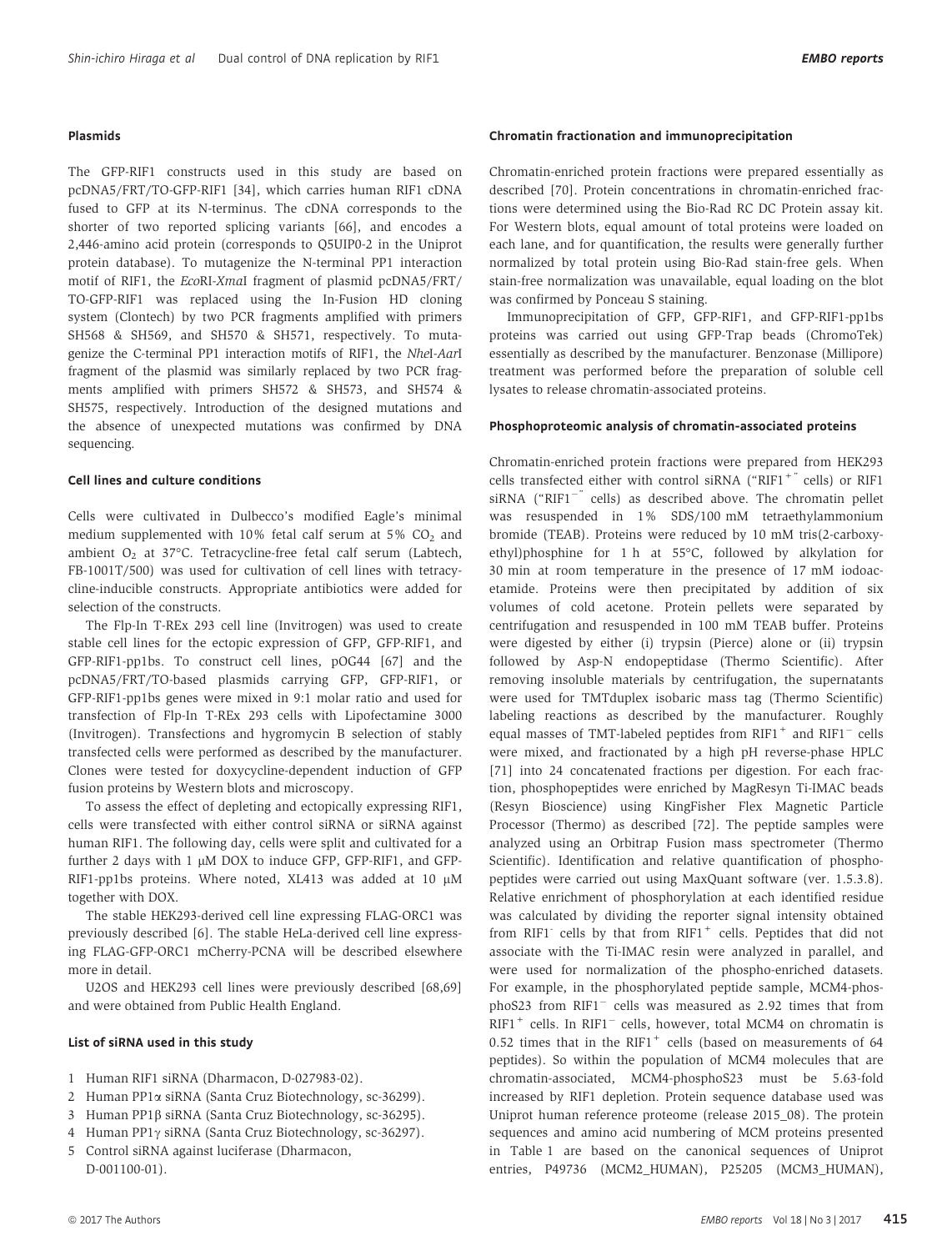#### Plasmids

The GFP-RIF1 constructs used in this study are based on pcDNA5/FRT/TO-GFP-RIF1 [34], which carries human RIF1 cDNA fused to GFP at its N-terminus. The cDNA corresponds to the shorter of two reported splicing variants [66], and encodes a 2,446-amino acid protein (corresponds to Q5UIP0-2 in the Uniprot protein database). To mutagenize the N-terminal PP1 interaction motif of RIF1, the *Eco*RI-*Xma*I fragment of plasmid pcDNA5/FRT/TO-GFP-RIF1 was replaced using the In-Fusion HD cloning system (Clontech) by two PCR fragments amplified with primers SH568 & SH569, and SH570 & SH571, respectively. To mutagenize the C-terminal PP1 interaction motifs of RIF1, the *Nhe*I-*Aar*I fragment of the plasmid was similarly replaced by two PCR fragments amplified with primers SH572 & SH573, and SH574 & SH575, respectively. Introduction of the designed mutations and the absence of unexpected mutations was confirmed by DNA sequencing.

#### Cell lines and culture conditions

Cells were cultivated in Dulbecco's modified Eagle's minimal medium supplemented with 10% fetal calf serum at 5% $CO_2$ and ambient $O_2$ at 37°C. Tetracycline-free fetal calf serum (Labtech, FB-1001T/500) was used for cultivation of cell lines with tetracycline-inducible constructs. Appropriate antibiotics were added for selection of the constructs.

The Flp-In T-REx 293 cell line (Invitrogen) was used to create stable cell lines for the ectopic expression of GFP, GFP-RIF1, and GFP-RIF1-pp1bs. To construct cell lines, pOG44 [67] and the pcDNA5/FRT/TO-based plasmids carrying GFP, GFP-RIF1, or GFP-RIF1-pp1bs genes were mixed in 9:1 molar ratio and used for transfection of Flp-In T-REx 293 cells with Lipofectamine 3000 (Invitrogen). Transfections and hygromycin B selection of stably transfected cells were performed as described by the manufacturer. Clones were tested for doxycycline-dependent induction of GFP fusion proteins by Western blots and microscopy.

To assess the effect of depleting and ectopically expressing RIF1, cells were transfected with either control siRNA or siRNA against human RIF1. The following day, cells were split and cultivated for a further 2 days with 1 μM DOX to induce GFP, GFP-RIF1, and GFP-RIF1-pp1bs proteins. Where noted, XL413 was added at 10 μM together with DOX.

The stable HEK293-derived cell line expressing FLAG-ORC1 was previously described [6]. The stable HeLa-derived cell line expressing FLAG-GFP-ORC1 mCherry-PCNA will be described elsewhere more in detail.

U2OS and HEK293 cell lines were previously described [68,69] and were obtained from Public Health England.

#### List of siRNA used in this study

1. Human RIF1 siRNA (Dharmacon, D-027983-02).
2. Human PP1α siRNA (Santa Cruz Biotechnology, sc-36299).
3. Human PP1β siRNA (Santa Cruz Biotechnology, sc-36295).
4. Human PP1γ siRNA (Santa Cruz Biotechnology, sc-36297).
5. Control siRNA against luciferase (Dharmacon, D-001100-01).

#### Chromatin fractionation and immunoprecipitation

Chromatin-enriched protein fractions were prepared essentially as described [70]. Protein concentrations in chromatin-enriched fractions were determined using the Bio-Rad RC DC Protein assay kit. For Western blots, equal amount of total proteins were loaded on each lane, and for quantification, the results were generally further normalized by total protein using Bio-Rad stain-free gels. When stain-free normalization was unavailable, equal loading on the blot was confirmed by Ponceau S staining.

Immunoprecipitation of GFP, GFP-RIF1, and GFP-RIF1-pp1bs proteins was carried out using GFP-Trap beads (ChromoTek) essentially as described by the manufacturer. Benzonase (Millipore) treatment was performed before the preparation of soluble cell lysates to release chromatin-associated proteins.

#### Phosphoproteomic analysis of chromatin-associated proteins

Chromatin-enriched protein fractions were prepared from HEK293 cells transfected either with control siRNA ("RIF1$^{+}$" cells) or RIF1 siRNA ("RIF1$^{-}$" cells) as described above. The chromatin pellet was resuspended in 1% SDS/100 mM tetraethylammonium bromide (TEAB). Proteins were reduced by 10 mM tris(2-carboxyethyl)phosphine for 1 h at 55°C, followed by alkylation for 30 min at room temperature in the presence of 17 mM iodoacetamide. Proteins were then precipitated by addition of six volumes of cold acetone. Protein pellets were separated by centrifugation and resuspended in 100 mM TEAB buffer. Proteins were digested by either (i) trypsin (Pierce) alone or (ii) trypsin followed by Asp-N endopeptidase (Thermo Scientific). After removing insoluble materials by centrifugation, the supernatants were used for TMTduplex isobaric mass tag (Thermo Scientific) labeling reactions as described by the manufacturer. Roughly equal masses of TMT-labeled peptides from RIF1$^{+}$ and RIF1$^{-}$ cells were mixed, and fractionated by a high pH reverse-phase HPLC [71] into 24 concatenated fractions per digestion. For each fraction, phosphopeptides were enriched by MagResyn Ti-IMAC beads (Resyn Bioscience) using KingFisher Flex Magnetic Particle Processor (Thermo) as described [72]. The peptide samples were analyzed using an Orbitrap Fusion mass spectrometer (Thermo Scientific). Identification and relative quantification of phosphopeptides were carried out using MaxQuant software (ver. 1.5.3.8). Relative enrichment of phosphorylation at each identified residue was calculated by dividing the reporter signal intensity obtained from RIF1$^{-}$ cells by that from RIF1$^{+}$ cells. Peptides that did not associate with the Ti-IMAC resin were analyzed in parallel, and were used for normalization of the phospho-enriched datasets. For example, in the phosphorylated peptide sample, MCM4-phosphoS23 from RIF1$^{-}$ cells was measured as 2.92 times that from RIF1$^{+}$ cells. In RIF1$^{-}$ cells, however, total MCM4 on chromatin is 0.52 times that in the RIF1$^{+}$ cells (based on measurements of 64 peptides). So within the population of MCM4 molecules that are chromatin-associated, MCM4-phosphoS23 must be 5.63-fold increased by RIF1 depletion. Protein sequence database used was Uniprot human reference proteome (release 2015_08). The protein sequences and amino acid numbering of MCM proteins presented in Table 1 are based on the canonical sequences of Uniprot entries, P49736 (MCM2_HUMAN), P25205 (MCM3_HUMAN),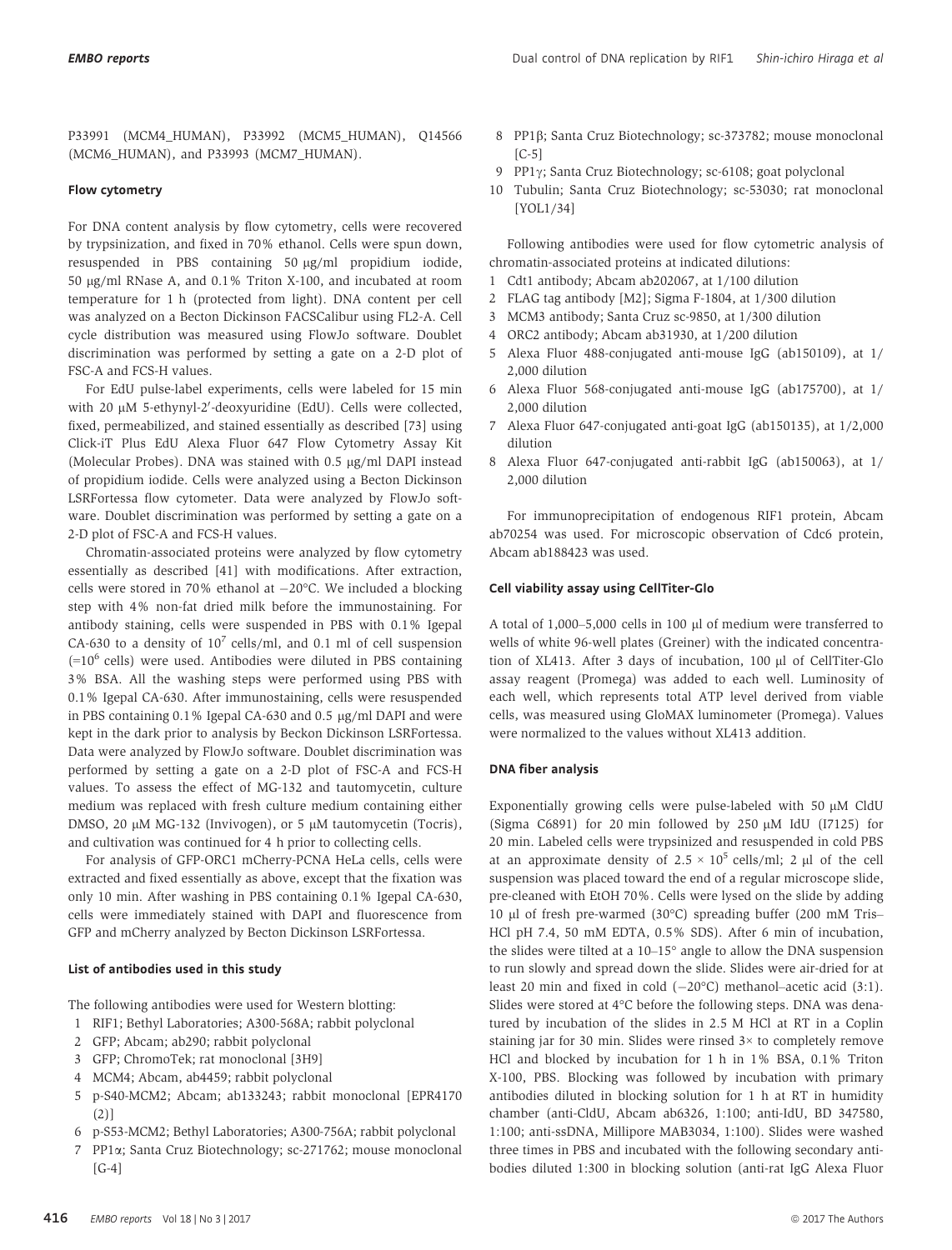P33991 (MCM4_HUMAN), P33992 (MCM5_HUMAN), Q14566 (MCM6_HUMAN), and P33993 (MCM7_HUMAN).

#### Flow cytometry

For DNA content analysis by flow cytometry, cells were recovered by trypsinization, and fixed in 70% ethanol. Cells were spun down, resuspended in PBS containing 50 μg/ml propidium iodide, 50 μg/ml RNase A, and 0.1% Triton X-100, and incubated at room temperature for 1 h (protected from light). DNA content per cell was analyzed on a Becton Dickinson FACSCalibur using FL2-A. Cell cycle distribution was measured using FlowJo software. Doublet discrimination was performed by setting a gate on a 2-D plot of FSC-A and FCS-H values.

For EdU pulse-label experiments, cells were labeled for 15 min with 20 μM 5-ethynyl-2′-deoxyuridine (EdU). Cells were collected, fixed, permeabilized, and stained essentially as described [73] using Click-iT Plus EdU Alexa Fluor 647 Flow Cytometry Assay Kit (Molecular Probes). DNA was stained with 0.5 μg/ml DAPI instead of propidium iodide. Cells were analyzed using a Becton Dickinson LSRFortessa flow cytometer. Data were analyzed by FlowJo software. Doublet discrimination was performed by setting a gate on a 2-D plot of FSC-A and FCS-H values.

Chromatin-associated proteins were analyzed by flow cytometry essentially as described [41] with modifications. After extraction, cells were stored in 70% ethanol at −20°C. We included a blocking step with 4% non-fat dried milk before the immunostaining. For antibody staining, cells were suspended in PBS with 0.1% Igepal CA-630 to a density of $10^7$ cells/ml, and 0.1 ml of cell suspension (=$10^6$ cells) were used. Antibodies were diluted in PBS containing 3% BSA. All the washing steps were performed using PBS with 0.1% Igepal CA-630. After immunostaining, cells were resuspended in PBS containing 0.1% Igepal CA-630 and 0.5 μg/ml DAPI and were kept in the dark prior to analysis by Beckon Dickinson LSRFortessa. Data were analyzed by FlowJo software. Doublet discrimination was performed by setting a gate on a 2-D plot of FSC-A and FCS-H values. To assess the effect of MG-132 and tautomycetin, culture medium was replaced with fresh culture medium containing either DMSO, 20 μM MG-132 (Invivogen), or 5 μM tautomycetin (Tocris), and cultivation was continued for 4 h prior to collecting cells.

For analysis of GFP-ORC1 mCherry-PCNA HeLa cells, cells were extracted and fixed essentially as above, except that the fixation was only 10 min. After washing in PBS containing 0.1% Igepal CA-630, cells were immediately stained with DAPI and fluorescence from GFP and mCherry analyzed by Becton Dickinson LSRFortessa.

#### List of antibodies used in this study

The following antibodies were used for Western blotting:

1. RIF1; Bethyl Laboratories; A300-568A; rabbit polyclonal
2. GFP; Abcam; ab290; rabbit polyclonal
3. GFP; ChromoTek; rat monoclonal [3H9]
4. MCM4; Abcam, ab4459; rabbit polyclonal
5. p-S40-MCM2; Abcam; ab133243; rabbit monoclonal [EPR4170 (2)]
6. p-S53-MCM2; Bethyl Laboratories; A300-756A; rabbit polyclonal
7. PP1α; Santa Cruz Biotechnology; sc-271762; mouse monoclonal [G-4]
8. PP1β; Santa Cruz Biotechnology; sc-373782; mouse monoclonal [C-5]
9. PP1γ; Santa Cruz Biotechnology; sc-6108; goat polyclonal
10. Tubulin; Santa Cruz Biotechnology; sc-53030; rat monoclonal [YOL1/34]

Following antibodies were used for flow cytometric analysis of chromatin-associated proteins at indicated dilutions:

1. Cdt1 antibody; Abcam ab202067, at 1/100 dilution
2. FLAG tag antibody [M2]; Sigma F-1804, at 1/300 dilution
3. MCM3 antibody; Santa Cruz sc-9850, at 1/300 dilution
4. ORC2 antibody; Abcam ab31930, at 1/200 dilution
5. Alexa Fluor 488-conjugated anti-mouse IgG (ab150109), at 1/2,000 dilution
6. Alexa Fluor 568-conjugated anti-mouse IgG (ab175700), at 1/2,000 dilution
7. Alexa Fluor 647-conjugated anti-goat IgG (ab150135), at 1/2,000 dilution
8. Alexa Fluor 647-conjugated anti-rabbit IgG (ab150063), at 1/2,000 dilution

For immunoprecipitation of endogenous RIF1 protein, Abcam ab70254 was used. For microscopic observation of Cdc6 protein, Abcam ab188423 was used.

#### Cell viability assay using CellTiter-Glo

A total of 1,000–5,000 cells in 100 μl of medium were transferred to wells of white 96-well plates (Greiner) with the indicated concentration of XL413. After 3 days of incubation, 100 μl of CellTiter-Glo assay reagent (Promega) was added to each well. Luminosity of each well, which represents total ATP level derived from viable cells, was measured using GloMAX luminometer (Promega). Values were normalized to the values without XL413 addition.

#### DNA fiber analysis

Exponentially growing cells were pulse-labeled with 50 μM CldU (Sigma C6891) for 20 min followed by 250 μM IdU (I7125) for 20 min. Labeled cells were trypsinized and resuspended in cold PBS at an approximate density of $2.5 \times 10^5$ cells/ml; 2 μl of the cell suspension was placed toward the end of a regular microscope slide, pre-cleaned with EtOH 70%. Cells were lysed on the slide by adding 10 μl of fresh pre-warmed (30°C) spreading buffer (200 mM Tris–HCl pH 7.4, 50 mM EDTA, 0.5% SDS). After 6 min of incubation, the slides were tilted at a 10–15° angle to allow the DNA suspension to run slowly and spread down the slide. Slides were air-dried for at least 20 min and fixed in cold (−20°C) methanol–acetic acid (3:1). Slides were stored at 4°C before the following steps. DNA was denatured by incubation of the slides in 2.5 M HCl at RT in a Coplin staining jar for 30 min. Slides were rinsed 3× to completely remove HCl and blocked by incubation for 1 h in 1% BSA, 0.1% Triton X-100, PBS. Blocking was followed by incubation with primary antibodies diluted in blocking solution for 1 h at RT in humidity chamber (anti-CldU, Abcam ab6326, 1:100; anti-IdU, BD 347580, 1:100; anti-ssDNA, Millipore MAB3034, 1:100). Slides were washed three times in PBS and incubated with the following secondary antibodies diluted 1:300 in blocking solution (anti-rat IgG Alexa Fluor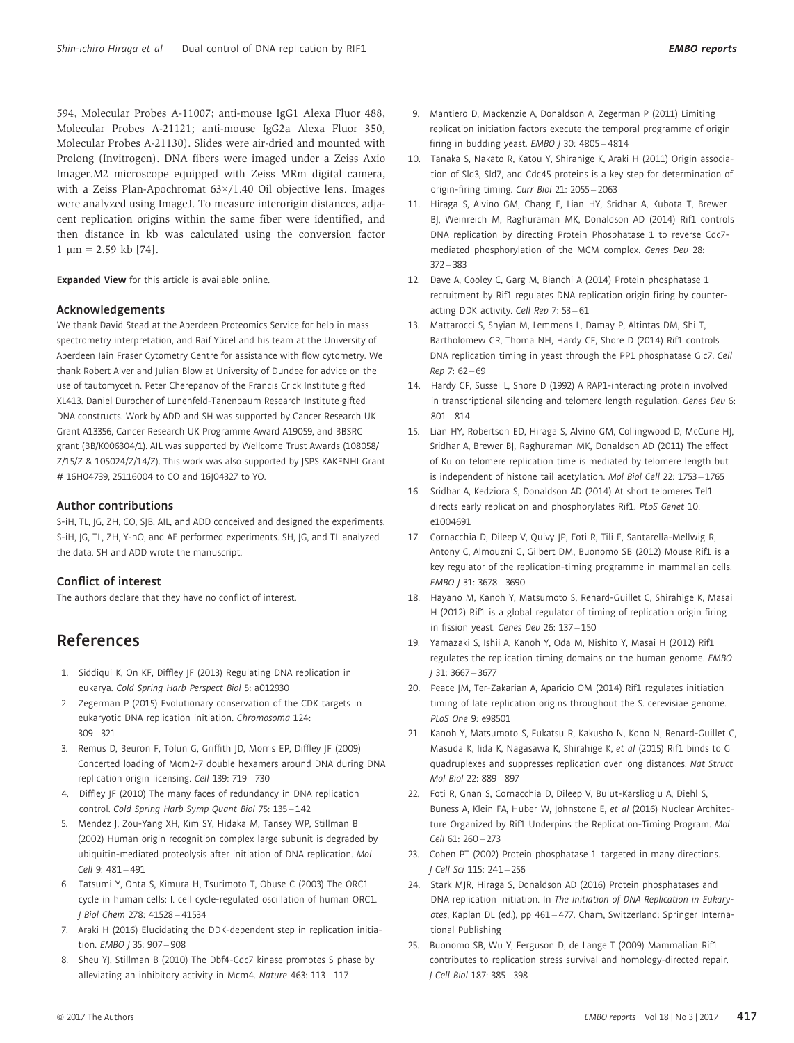594, Molecular Probes A-11007; anti-mouse IgG1 Alexa Fluor 488, Molecular Probes A-21121; anti-mouse IgG2a Alexa Fluor 350, Molecular Probes A-21130). Slides were air-dried and mounted with Prolong (Invitrogen). DNA fibers were imaged under a Zeiss Axio Imager.M2 microscope equipped with Zeiss MRm digital camera, with a Zeiss Plan-Apochromat 63×/1.40 Oil objective lens. Images were analyzed using ImageJ. To measure interorigin distances, adjacent replication origins within the same fiber were identified, and then distance in kb was calculated using the conversion factor 1 μm = 2.59 kb [74].

**Expanded View** for this article is available online.

### Acknowledgements

We thank David Stead at the Aberdeen Proteomics Service for help in mass spectrometry interpretation, and Raif Yücel and his team at the University of Aberdeen Iain Fraser Cytometry Centre for assistance with flow cytometry. We thank Robert Alver and Julian Blow at University of Dundee for advice on the use of tautomycetin. Peter Cherepanov of the Francis Crick Institute gifted XL413. Daniel Durocher of Lunenfeld-Tanenbaum Research Institute gifted DNA constructs. Work by ADD and SH was supported by Cancer Research UK Grant A13356, Cancer Research UK Programme Award A19059, and BBSRC grant (BB/K006304/1). AIL was supported by Wellcome Trust Awards (108058/Z/15/Z & 105024/Z/14/Z). This work was also supported by JSPS KAKENHI Grant # 16H04739, 25116004 to CO and 16J04327 to YO.

### Author contributions

S-iH, TL, JG, ZH, CO, SJB, AIL, and ADD conceived and designed the experiments. S-iH, JG, TL, ZH, Y-nO, and AE performed experiments. SH, JG, and TL analyzed the data. SH and ADD wrote the manuscript.

### Conflict of interest

The authors declare that they have no conflict of interest.

## References

1. Siddiqui K, On KF, Diffley JF (2013) Regulating DNA replication in eukarya. *Cold Spring Harb Perspect Biol* 5: a012930
2. Zegerman P (2015) Evolutionary conservation of the CDK targets in eukaryotic DNA replication initiation. *Chromosoma* 124: 309 – 321
3. Remus D, Beuron F, Tolun G, Griffith JD, Morris EP, Diffley JF (2009) Concerted loading of Mcm2-7 double hexamers around DNA during DNA replication origin licensing. *Cell* 139: 719 – 730
4. Diffley JF (2010) The many faces of redundancy in DNA replication control. *Cold Spring Harb Symp Quant Biol* 75: 135 – 142
5. Mendez J, Zou-Yang XH, Kim SY, Hidaka M, Tansey WP, Stillman B (2002) Human origin recognition complex large subunit is degraded by ubiquitin-mediated proteolysis after initiation of DNA replication. *Mol Cell* 9: 481 – 491
6. Tatsumi Y, Ohta S, Kimura H, Tsurimoto T, Obuse C (2003) The ORC1 cycle in human cells: I. cell cycle-regulated oscillation of human ORC1. *J Biol Chem* 278: 41528 – 41534
7. Araki H (2016) Elucidating the DDK-dependent step in replication initiation. *EMBO J* 35: 907 – 908
8. Sheu YJ, Stillman B (2010) The Dbf4-Cdc7 kinase promotes S phase by alleviating an inhibitory activity in Mcm4. *Nature* 463: 113 – 117
9. Mantiero D, Mackenzie A, Donaldson A, Zegerman P (2011) Limiting replication initiation factors execute the temporal programme of origin firing in budding yeast. *EMBO J* 30: 4805 – 4814
10. Tanaka S, Nakato R, Katou Y, Shirahige K, Araki H (2011) Origin association of Sld3, Sld7, and Cdc45 proteins is a key step for determination of origin-firing timing. *Curr Biol* 21: 2055 – 2063
11. Hiraga S, Alvino GM, Chang F, Lian HY, Sridhar A, Kubota T, Brewer BJ, Weinreich M, Raghuraman MK, Donaldson AD (2014) Rif1 controls DNA replication by directing Protein Phosphatase 1 to reverse Cdc7-mediated phosphorylation of the MCM complex. *Genes Dev* 28: 372 – 383
12. Dave A, Cooley C, Garg M, Bianchi A (2014) Protein phosphatase 1 recruitment by Rif1 regulates DNA replication origin firing by counteracting DDK activity. *Cell Rep* 7: 53 – 61
13. Mattarocci S, Shyian M, Lemmens L, Damay P, Altintas DM, Shi T, Bartholomew CR, Thoma NH, Hardy CF, Shore D (2014) Rif1 controls DNA replication timing in yeast through the PP1 phosphatase Glc7. *Cell Rep* 7: 62 – 69
14. Hardy CF, Sussel L, Shore D (1992) A RAP1-interacting protein involved in transcriptional silencing and telomere length regulation. *Genes Dev* 6: 801 – 814
15. Lian HY, Robertson ED, Hiraga S, Alvino GM, Collingwood D, McCune HJ, Sridhar A, Brewer BJ, Raghuraman MK, Donaldson AD (2011) The effect of Ku on telomere replication time is mediated by telomere length but is independent of histone tail acetylation. *Mol Biol Cell* 22: 1753 – 1765
16. Sridhar A, Kedziora S, Donaldson AD (2014) At short telomeres Tel1 directs early replication and phosphorylates Rif1. *PLoS Genet* 10: e1004691
17. Cornacchia D, Dileep V, Quivy JP, Foti R, Tili F, Santarella-Mellwig R, Antony C, Almouzni G, Gilbert DM, Buonomo SB (2012) Mouse Rif1 is a key regulator of the replication-timing programme in mammalian cells. *EMBO J* 31: 3678 – 3690
18. Hayano M, Kanoh Y, Matsumoto S, Renard-Guillet C, Shirahige K, Masai H (2012) Rif1 is a global regulator of timing of replication origin firing in fission yeast. *Genes Dev* 26: 137 – 150
19. Yamazaki S, Ishii A, Kanoh Y, Oda M, Nishito Y, Masai H (2012) Rif1 regulates the replication timing domains on the human genome. *EMBO J* 31: 3667 – 3677
20. Peace JM, Ter-Zakarian A, Aparicio OM (2014) Rif1 regulates initiation timing of late replication origins throughout the S. cerevisiae genome. *PLoS One* 9: e98501
21. Kanoh Y, Matsumoto S, Fukatsu R, Kakusho N, Kono N, Renard-Guillet C, Masuda K, Iida K, Nagasawa K, Shirahige K, *et al* (2015) Rif1 binds to G quadruplexes and suppresses replication over long distances. *Nat Struct Mol Biol* 22: 889 – 897
22. Foti R, Gnan S, Cornacchia D, Dileep V, Bulut-Karslioglu A, Diehl S, Buness A, Klein FA, Huber W, Johnstone E, *et al* (2016) Nuclear Architecture Organized by Rif1 Underpins the Replication-Timing Program. *Mol Cell* 61: 260 – 273
23. Cohen PT (2002) Protein phosphatase 1–targeted in many directions. *J Cell Sci* 115: 241 – 256
24. Stark MJR, Hiraga S, Donaldson AD (2016) Protein phosphatases and DNA replication initiation. In *The Initiation of DNA Replication in Eukaryotes*, Kaplan DL (ed.), pp 461 – 477. Cham, Switzerland: Springer International Publishing
25. Buonomo SB, Wu Y, Ferguson D, de Lange T (2009) Mammalian Rif1 contributes to replication stress survival and homology-directed repair. *J Cell Biol* 187: 385 – 398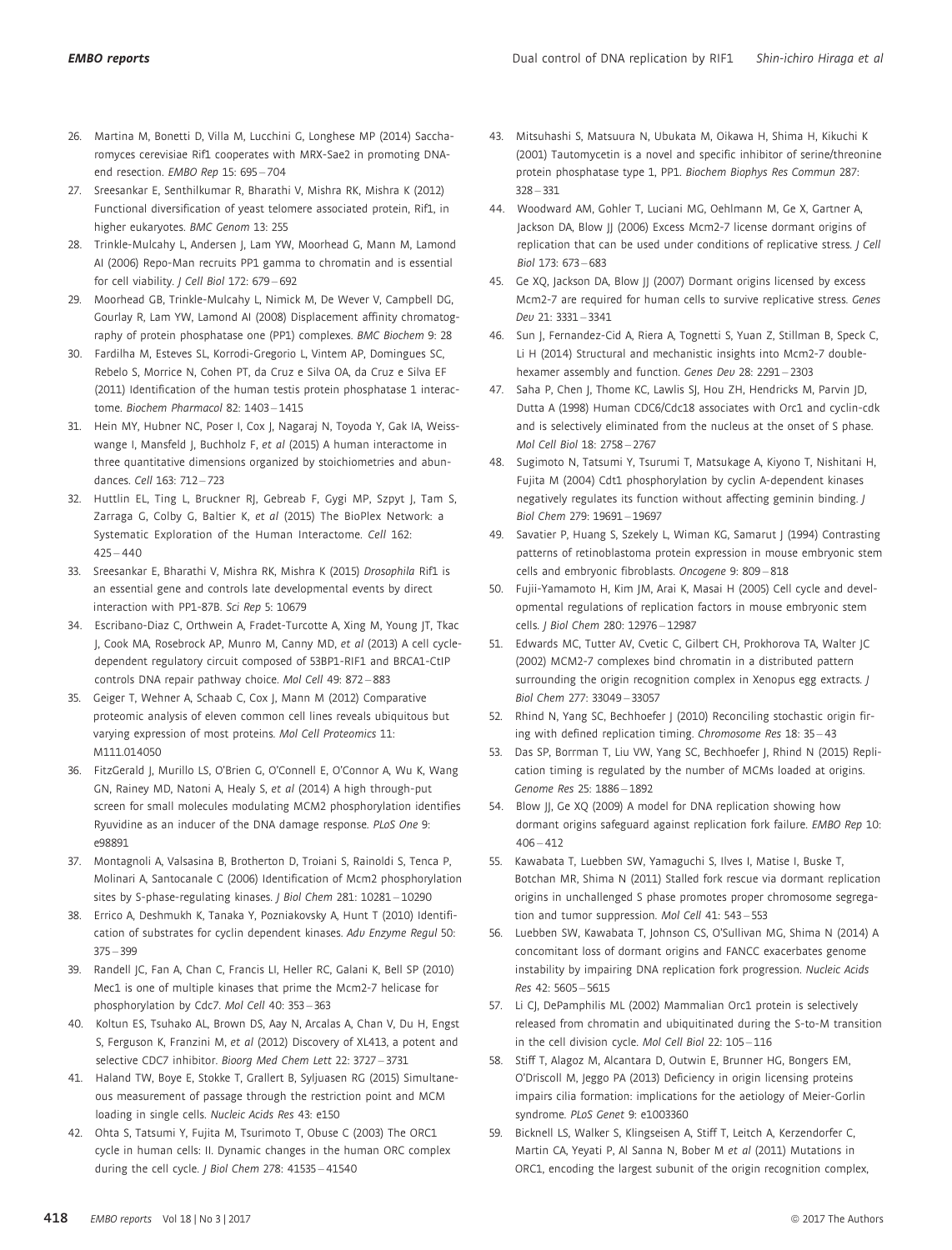26. Martina M, Bonetti D, Villa M, Lucchini G, Longhese MP (2014) Saccharomyces cerevisiae Rif1 cooperates with MRX-Sae2 in promoting DNA-end resection. *EMBO Rep* 15: 695 – 704

27. Sreesankar E, Senthilkumar R, Bharathi V, Mishra RK, Mishra K (2012) Functional diversification of yeast telomere associated protein, Rif1, in higher eukaryotes. *BMC Genom* 13: 255

28. Trinkle-Mulcahy L, Andersen J, Lam YW, Moorhead G, Mann M, Lamond AI (2006) Repo-Man recruits PP1 gamma to chromatin and is essential for cell viability. *J Cell Biol* 172: 679 – 692

29. Moorhead GB, Trinkle-Mulcahy L, Nimick M, De Wever V, Campbell DG, Gourlay R, Lam YW, Lamond AI (2008) Displacement affinity chromatography of protein phosphatase one (PP1) complexes. *BMC Biochem* 9: 28

30. Fardilha M, Esteves SL, Korrodi-Gregorio L, Vintem AP, Domingues SC, Rebelo S, Morrice N, Cohen PT, da Cruz e Silva OA, da Cruz e Silva EF (2011) Identification of the human testis protein phosphatase 1 interactome. *Biochem Pharmacol* 82: 1403 – 1415

31. Hein MY, Hubner NC, Poser I, Cox J, Nagaraj N, Toyoda Y, Gak IA, Weisswange I, Mansfeld J, Buchholz F, *et al* (2015) A human interactome in three quantitative dimensions organized by stoichiometries and abundances. *Cell* 163: 712 – 723

32. Huttlin EL, Ting L, Bruckner RJ, Gebreab F, Gygi MP, Szpyt J, Tam S, Zarraga G, Colby G, Baltier K, *et al* (2015) The BioPlex Network: a Systematic Exploration of the Human Interactome. *Cell* 162: 425 – 440

33. Sreesankar E, Bharathi V, Mishra RK, Mishra K (2015) *Drosophila* Rif1 is an essential gene and controls late developmental events by direct interaction with PP1-87B. *Sci Rep* 5: 10679

34. Escribano-Diaz C, Orthwein A, Fradet-Turcotte A, Xing M, Young JT, Tkac J, Cook MA, Rosebrock AP, Munro M, Canny MD, *et al* (2013) A cell cycle-dependent regulatory circuit composed of 53BP1-RIF1 and BRCA1-CtIP controls DNA repair pathway choice. *Mol Cell* 49: 872 – 883

35. Geiger T, Wehner A, Schaab C, Cox J, Mann M (2012) Comparative proteomic analysis of eleven common cell lines reveals ubiquitous but varying expression of most proteins. *Mol Cell Proteomics* 11: M111.014050

36. FitzGerald J, Murillo LS, O'Brien G, O'Connell E, O'Connor A, Wu K, Wang GN, Rainey MD, Natoni A, Healy S, *et al* (2014) A high through-put screen for small molecules modulating MCM2 phosphorylation identifies Ryuvidine as an inducer of the DNA damage response. *PLoS One* 9: e98891

37. Montagnoli A, Valsasina B, Brotherton D, Troiani S, Rainoldi S, Tenca P, Molinari A, Santocanale C (2006) Identification of Mcm2 phosphorylation sites by S-phase-regulating kinases. *J Biol Chem* 281: 10281 – 10290

38. Errico A, Deshmukh K, Tanaka Y, Pozniakovsky A, Hunt T (2010) Identification of substrates for cyclin dependent kinases. *Adv Enzyme Regul* 50: 375 – 399

39. Randell JC, Fan A, Chan C, Francis LI, Heller RC, Galani K, Bell SP (2010) Mec1 is one of multiple kinases that prime the Mcm2-7 helicase for phosphorylation by Cdc7. *Mol Cell* 40: 353 – 363

40. Koltun ES, Tsuhako AL, Brown DS, Aay N, Arcalas A, Chan V, Du H, Engst S, Ferguson K, Franzini M, *et al* (2012) Discovery of XL413, a potent and selective CDC7 inhibitor. *Bioorg Med Chem Lett* 22: 3727 – 3731

41. Haland TW, Boye E, Stokke T, Grallert B, Syljuasen RG (2015) Simultaneous measurement of passage through the restriction point and MCM loading in single cells. *Nucleic Acids Res* 43: e150

42. Ohta S, Tatsumi Y, Fujita M, Tsurimoto T, Obuse C (2003) The ORC1 cycle in human cells: II. Dynamic changes in the human ORC complex during the cell cycle. *J Biol Chem* 278: 41535 – 41540

43. Mitsuhashi S, Matsuura N, Ubukata M, Oikawa H, Shima H, Kikuchi K (2001) Tautomycetin is a novel and specific inhibitor of serine/threonine protein phosphatase type 1, PP1. *Biochem Biophys Res Commun* 287: 328 – 331

44. Woodward AM, Gohler T, Luciani MG, Oehlmann M, Ge X, Gartner A, Jackson DA, Blow JJ (2006) Excess Mcm2-7 license dormant origins of replication that can be used under conditions of replicative stress. *J Cell Biol* 173: 673 – 683

45. Ge XQ, Jackson DA, Blow JJ (2007) Dormant origins licensed by excess Mcm2-7 are required for human cells to survive replicative stress. *Genes Dev* 21: 3331 – 3341

46. Sun J, Fernandez-Cid A, Riera A, Tognetti S, Yuan Z, Stillman B, Speck C, Li H (2014) Structural and mechanistic insights into Mcm2-7 double-hexamer assembly and function. *Genes Dev* 28: 2291 – 2303

47. Saha P, Chen J, Thome KC, Lawlis SJ, Hou ZH, Hendricks M, Parvin JD, Dutta A (1998) Human CDC6/Cdc18 associates with Orc1 and cyclin-cdk and is selectively eliminated from the nucleus at the onset of S phase. *Mol Cell Biol* 18: 2758 – 2767

48. Sugimoto N, Tatsumi Y, Tsurumi T, Matsukage A, Kiyono T, Nishitani H, Fujita M (2004) Cdt1 phosphorylation by cyclin A-dependent kinases negatively regulates its function without affecting geminin binding. *J Biol Chem* 279: 19691 – 19697

49. Savatier P, Huang S, Szekely L, Wiman KG, Samarut J (1994) Contrasting patterns of retinoblastoma protein expression in mouse embryonic stem cells and embryonic fibroblasts. *Oncogene* 9: 809 – 818

50. Fujii-Yamamoto H, Kim JM, Arai K, Masai H (2005) Cell cycle and developmental regulations of replication factors in mouse embryonic stem cells. *J Biol Chem* 280: 12976 – 12987

51. Edwards MC, Tutter AV, Cvetic C, Gilbert CH, Prokhorova TA, Walter JC (2002) MCM2-7 complexes bind chromatin in a distributed pattern surrounding the origin recognition complex in Xenopus egg extracts. *J Biol Chem* 277: 33049 – 33057

52. Rhind N, Yang SC, Bechhoefer J (2010) Reconciling stochastic origin firing with defined replication timing. *Chromosome Res* 18: 35 – 43

53. Das SP, Borrman T, Liu VW, Yang SC, Bechhoefer J, Rhind N (2015) Replication timing is regulated by the number of MCMs loaded at origins. *Genome Res* 25: 1886 – 1892

54. Blow JJ, Ge XQ (2009) A model for DNA replication showing how dormant origins safeguard against replication fork failure. *EMBO Rep* 10: 406 – 412

55. Kawabata T, Luebben SW, Yamaguchi S, Ilves I, Matise I, Buske T, Botchan MR, Shima N (2011) Stalled fork rescue via dormant replication origins in unchallenged S phase promotes proper chromosome segregation and tumor suppression. *Mol Cell* 41: 543 – 553

56. Luebben SW, Kawabata T, Johnson CS, O'Sullivan MG, Shima N (2014) A concomitant loss of dormant origins and FANCC exacerbates genome instability by impairing DNA replication fork progression. *Nucleic Acids Res* 42: 5605 – 5615

57. Li CJ, DePamphilis ML (2002) Mammalian Orc1 protein is selectively released from chromatin and ubiquitinated during the S-to-M transition in the cell division cycle. *Mol Cell Biol* 22: 105 – 116

58. Stiff T, Alagoz M, Alcantara D, Outwin E, Brunner HG, Bongers EM, O'Driscoll M, Jeggo PA (2013) Deficiency in origin licensing proteins impairs cilia formation: implications for the aetiology of Meier-Gorlin syndrome. *PLoS Genet* 9: e1003360

59. Bicknell LS, Walker S, Klingseisen A, Stiff T, Leitch A, Kerzendorfer C, Martin CA, Yeyati P, Al Sanna N, Bober M *et al* (2011) Mutations in ORC1, encoding the largest subunit of the origin recognition complex,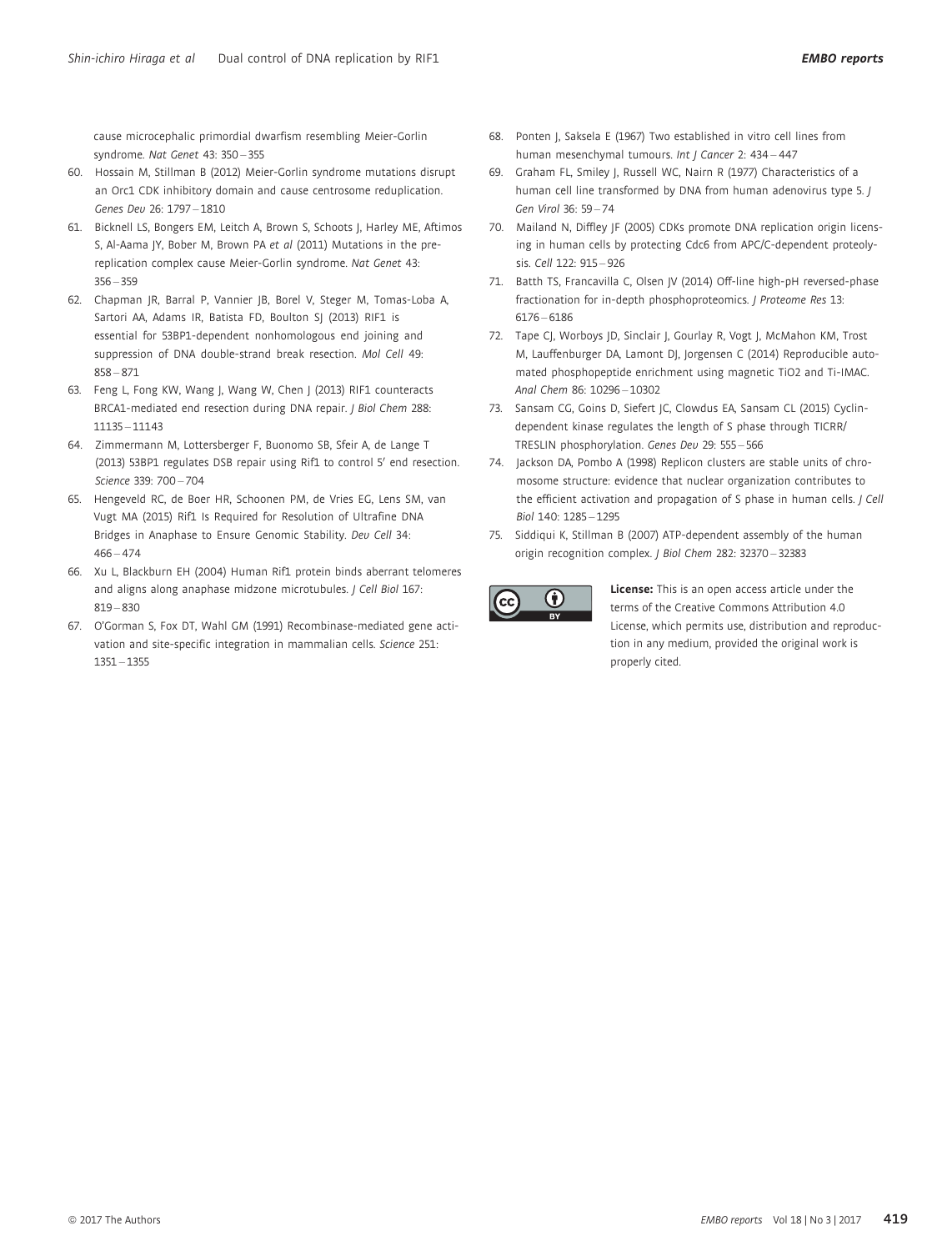cause microcephalic primordial dwarfism resembling Meier-Gorlin syndrome. *Nat Genet* 43: 350 – 355

60. Hossain M, Stillman B (2012) Meier-Gorlin syndrome mutations disrupt an Orc1 CDK inhibitory domain and cause centrosome reduplication. *Genes Dev* 26: 1797 – 1810
61. Bicknell LS, Bongers EM, Leitch A, Brown S, Schoots J, Harley ME, Aftimos S, Al-Aama JY, Bober M, Brown PA *et al* (2011) Mutations in the pre-replication complex cause Meier-Gorlin syndrome. *Nat Genet* 43: 356 – 359
62. Chapman JR, Barral P, Vannier JB, Borel V, Steger M, Tomas-Loba A, Sartori AA, Adams IR, Batista FD, Boulton SJ (2013) RIF1 is essential for 53BP1-dependent nonhomologous end joining and suppression of DNA double-strand break resection. *Mol Cell* 49: 858 – 871
63. Feng L, Fong KW, Wang J, Wang W, Chen J (2013) RIF1 counteracts BRCA1-mediated end resection during DNA repair. *J Biol Chem* 288: 11135 – 11143
64. Zimmermann M, Lottersberger F, Buonomo SB, Sfeir A, de Lange T (2013) 53BP1 regulates DSB repair using Rif1 to control 5′ end resection. *Science* 339: 700 – 704
65. Hengeveld RC, de Boer HR, Schoonen PM, de Vries EG, Lens SM, van Vugt MA (2015) Rif1 Is Required for Resolution of Ultrafine DNA Bridges in Anaphase to Ensure Genomic Stability. *Dev Cell* 34: 466 – 474
66. Xu L, Blackburn EH (2004) Human Rif1 protein binds aberrant telomeres and aligns along anaphase midzone microtubules. *J Cell Biol* 167: 819 – 830
67. O'Gorman S, Fox DT, Wahl GM (1991) Recombinase-mediated gene activation and site-specific integration in mammalian cells. *Science* 251: 1351 – 1355
68. Ponten J, Saksela E (1967) Two established in vitro cell lines from human mesenchymal tumours. *Int J Cancer* 2: 434 – 447
69. Graham FL, Smiley J, Russell WC, Nairn R (1977) Characteristics of a human cell line transformed by DNA from human adenovirus type 5. *J Gen Virol* 36: 59 – 74
70. Mailand N, Diffley JF (2005) CDKs promote DNA replication origin licensing in human cells by protecting Cdc6 from APC/C-dependent proteolysis. *Cell* 122: 915 – 926
71. Batth TS, Francavilla C, Olsen JV (2014) Off-line high-pH reversed-phase fractionation for in-depth phosphoproteomics. *J Proteome Res* 13: 6176 – 6186
72. Tape CJ, Worboys JD, Sinclair J, Gourlay R, Vogt J, McMahon KM, Trost M, Lauffenburger DA, Lamont DJ, Jorgensen C (2014) Reproducible automated phosphopeptide enrichment using magnetic TiO2 and Ti-IMAC. *Anal Chem* 86: 10296 – 10302
73. Sansam CG, Goins D, Siefert JC, Clowdus EA, Sansam CL (2015) Cyclin-dependent kinase regulates the length of S phase through TICRR/TRESLIN phosphorylation. *Genes Dev* 29: 555 – 566
74. Jackson DA, Pombo A (1998) Replicon clusters are stable units of chromosome structure: evidence that nuclear organization contributes to the efficient activation and propagation of S phase in human cells. *J Cell Biol* 140: 1285 – 1295
75. Siddiqui K, Stillman B (2007) ATP-dependent assembly of the human origin recognition complex. *J Biol Chem* 282: 32370 – 32383

**License:** This is an open access article under the terms of the Creative Commons Attribution 4.0 License, which permits use, distribution and reproduction in any medium, provided the original work is properly cited.